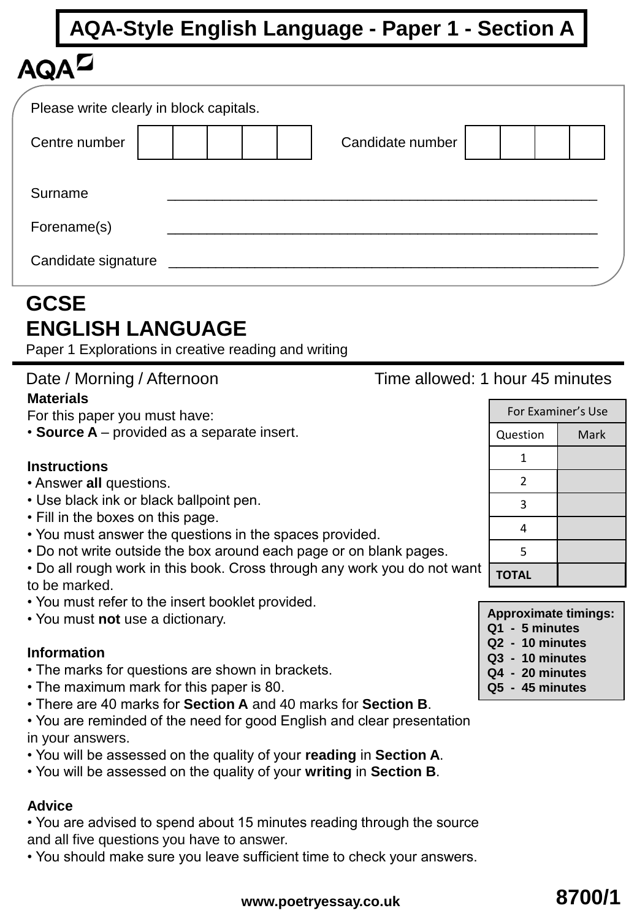# AQA-Style English Language - Paper 1 - Section A

AQA

Please write clearly in block capitals.

Centre number | | | | | | Candidate number | | | | |

Surname _______________________________________________

Forename(s) _______________________________________________

Candidate signature _______________________________________________

## GCSE
## ENGLISH LANGUAGE

Paper 1 Explorations in creative reading and writing

Date / Morning / Afternoon — Time allowed: 1 hour 45 minutes

**Materials**

For this paper you must have:
- **Source A** – provided as a separate insert.

**Instructions**
- Answer **all** questions.
- Use black ink or black ballpoint pen.
- Fill in the boxes on this page.
- You must answer the questions in the spaces provided.
- Do not write outside the box around each page or on blank pages.
- Do all rough work in this book. Cross through any work you do not want to be marked.
- You must refer to the insert booklet provided.
- You must **not** use a dictionary.

**Information**
- The marks for questions are shown in brackets.
- The maximum mark for this paper is 80.
- There are 40 marks for **Section A** and 40 marks for **Section B**.
- You are reminded of the need for good English and clear presentation in your answers.
- You will be assessed on the quality of your **reading** in **Section A**.
- You will be assessed on the quality of your **writing** in **Section B**.

**Advice**
- You are advised to spend about 15 minutes reading through the source and all five questions you have to answer.
- You should make sure you leave sufficient time to check your answers.

| For Examiner's Use | |
|---|---|
| Question | Mark |
| 1 | |
| 2 | |
| 3 | |
| 4 | |
| 5 | |
| **TOTAL** | |

**Approximate timings:**
**Q1 - 5 minutes**
**Q2 - 10 minutes**
**Q3 - 10 minutes**
**Q4 - 20 minutes**
**Q5 - 45 minutes**

**www.poetryessay.co.uk**

**8700/1**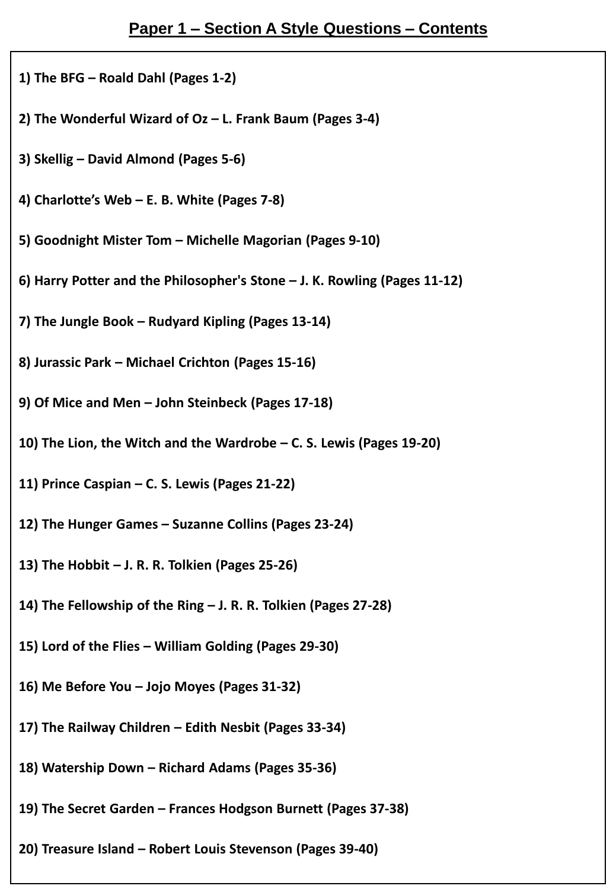## Paper 1 – Section A Style Questions – Contents

**1) The BFG – Roald Dahl (Pages 1-2)**

**2) The Wonderful Wizard of Oz – L. Frank Baum (Pages 3-4)**

**3) Skellig – David Almond (Pages 5-6)**

**4) Charlotte's Web – E. B. White (Pages 7-8)**

**5) Goodnight Mister Tom – Michelle Magorian (Pages 9-10)**

**6) Harry Potter and the Philosopher's Stone – J. K. Rowling (Pages 11-12)**

**7) The Jungle Book – Rudyard Kipling (Pages 13-14)**

**8) Jurassic Park – Michael Crichton (Pages 15-16)**

**9) Of Mice and Men – John Steinbeck (Pages 17-18)**

**10) The Lion, the Witch and the Wardrobe – C. S. Lewis (Pages 19-20)**

**11) Prince Caspian – C. S. Lewis (Pages 21-22)**

**12) The Hunger Games – Suzanne Collins (Pages 23-24)**

**13) The Hobbit – J. R. R. Tolkien (Pages 25-26)**

**14) The Fellowship of the Ring – J. R. R. Tolkien (Pages 27-28)**

**15) Lord of the Flies – William Golding (Pages 29-30)**

**16) Me Before You – Jojo Moyes (Pages 31-32)**

**17) The Railway Children – Edith Nesbit (Pages 33-34)**

**18) Watership Down – Richard Adams (Pages 35-36)**

**19) The Secret Garden – Frances Hodgson Burnett (Pages 37-38)**

**20) Treasure Island – Robert Louis Stevenson (Pages 39-40)**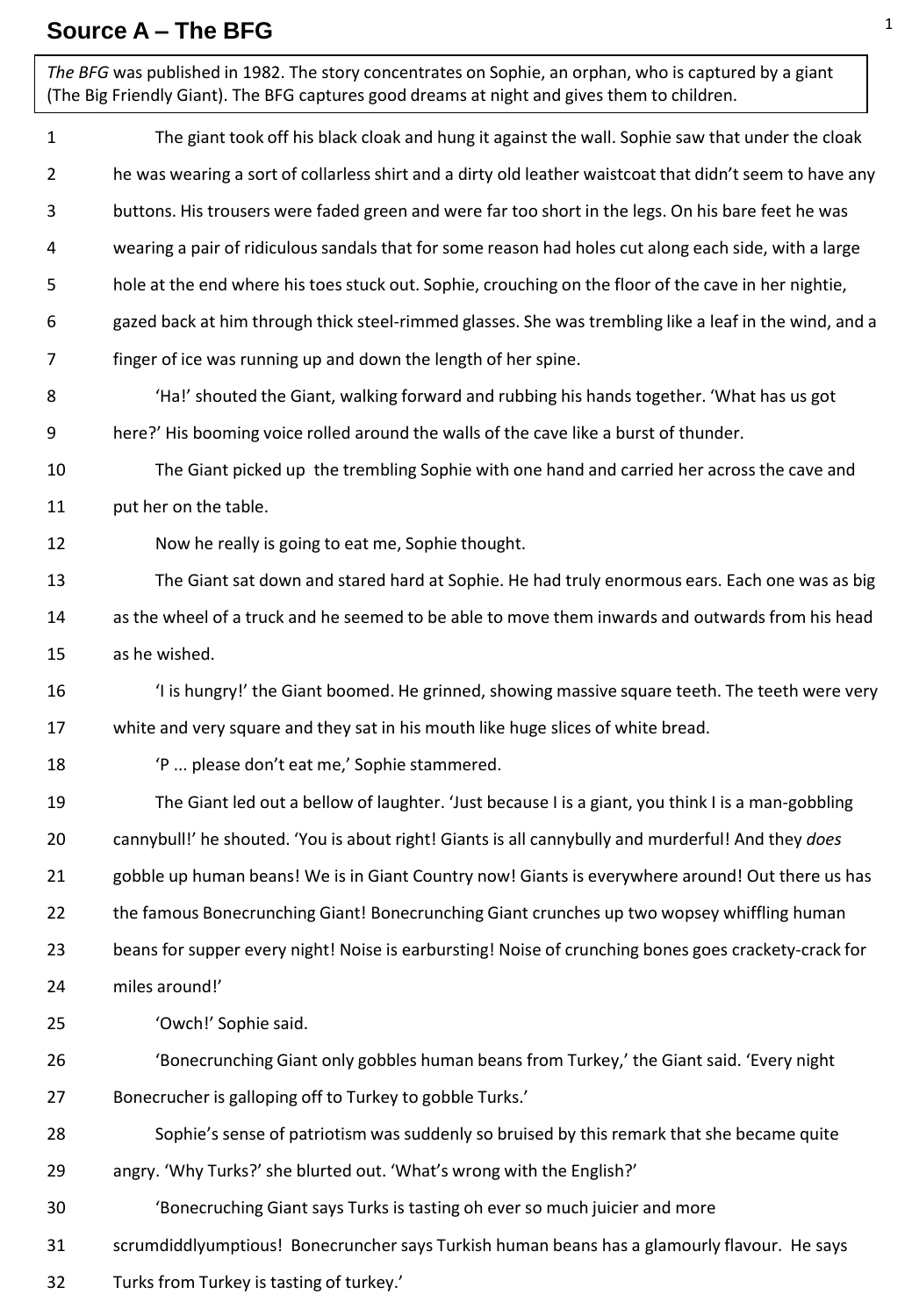# Source A – The BFG

*The BFG* was published in 1982. The story concentrates on Sophie, an orphan, who is captured by a giant (The Big Friendly Giant). The BFG captures good dreams at night and gives them to children.

1 The giant took off his black cloak and hung it against the wall. Sophie saw that under the cloak
2 he was wearing a sort of collarless shirt and a dirty old leather waistcoat that didn't seem to have any
3 buttons. His trousers were faded green and were far too short in the legs. On his bare feet he was
4 wearing a pair of ridiculous sandals that for some reason had holes cut along each side, with a large
5 hole at the end where his toes stuck out. Sophie, crouching on the floor of the cave in her nightie,
6 gazed back at him through thick steel-rimmed glasses. She was trembling like a leaf in the wind, and a
7 finger of ice was running up and down the length of her spine.
8 'Ha!' shouted the Giant, walking forward and rubbing his hands together. 'What has us got
9 here?' His booming voice rolled around the walls of the cave like a burst of thunder.
10 The Giant picked up the trembling Sophie with one hand and carried her across the cave and
11 put her on the table.
12 Now he really is going to eat me, Sophie thought.
13 The Giant sat down and stared hard at Sophie. He had truly enormous ears. Each one was as big
14 as the wheel of a truck and he seemed to be able to move them inwards and outwards from his head
15 as he wished.
16 'I is hungry!' the Giant boomed. He grinned, showing massive square teeth. The teeth were very
17 white and very square and they sat in his mouth like huge slices of white bread.
18 'P ... please don't eat me,' Sophie stammered.
19 The Giant led out a bellow of laughter. 'Just because I is a giant, you think I is a man-gobbling
20 cannybull!' he shouted. 'You is about right! Giants is all cannybully and murderful! And they *does*
21 gobble up human beans! We is in Giant Country now! Giants is everywhere around! Out there us has
22 the famous Bonecrunching Giant! Bonecrunching Giant crunches up two wopsey whiffling human
23 beans for supper every night! Noise is earbursting! Noise of crunching bones goes crackety-crack for
24 miles around!'
25 'Owch!' Sophie said.
26 'Bonecrunching Giant only gobbles human beans from Turkey,' the Giant said. 'Every night
27 Bonecrucher is galloping off to Turkey to gobble Turks.'
28 Sophie's sense of patriotism was suddenly so bruised by this remark that she became quite
29 angry. 'Why Turks?' she blurted out. 'What's wrong with the English?'
30 'Bonecruching Giant says Turks is tasting oh ever so much juicier and more
31 scrumdiddlyumptious! Bonecruncher says Turkish human beans has a glamourly flavour. He says
32 Turks from Turkey is tasting of turkey.'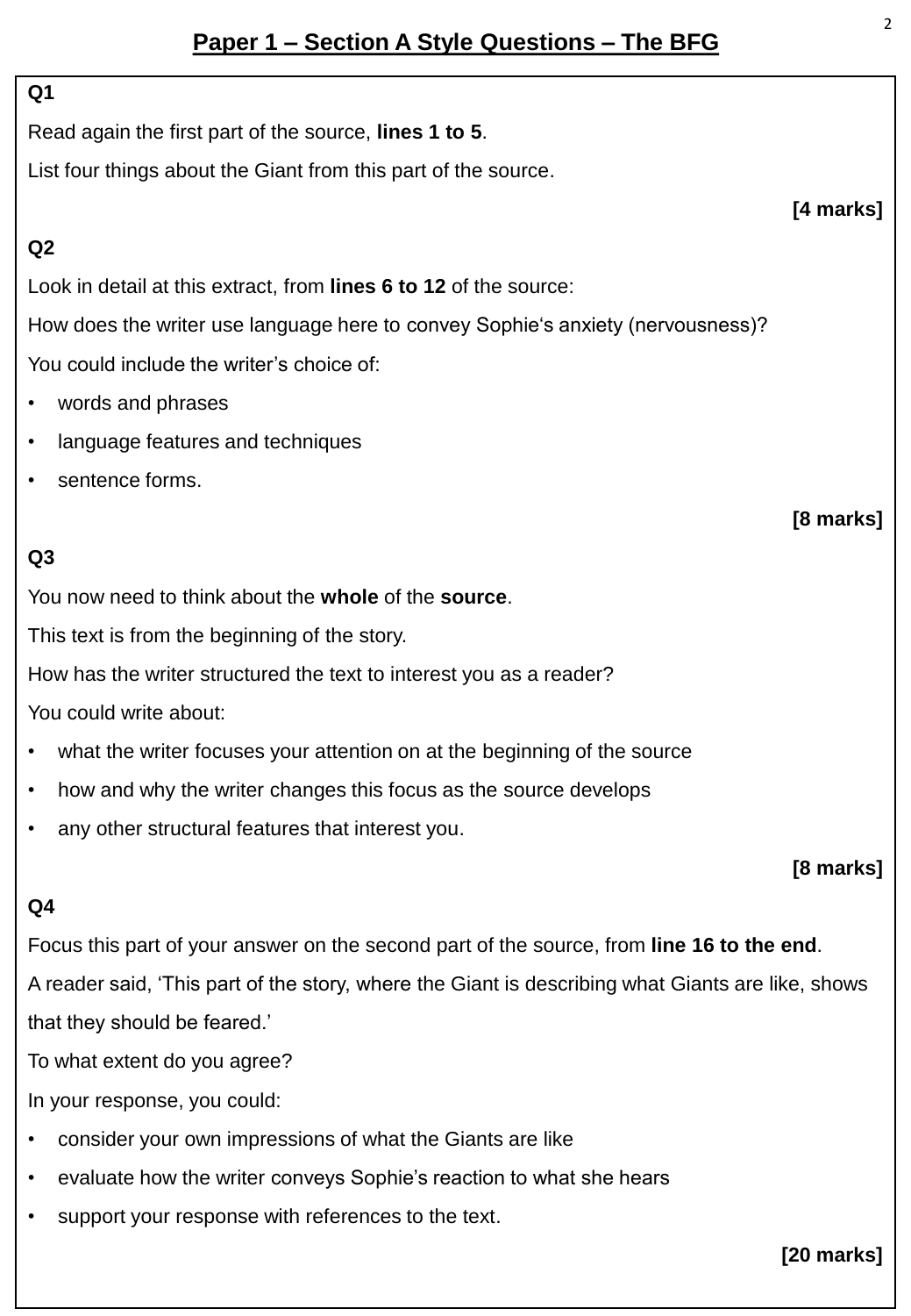## Paper 1 – Section A Style Questions – The BFG

**Q1**

Read again the first part of the source, **lines 1 to 5**.

List four things about the Giant from this part of the source.

**[4 marks]**

**Q2**

Look in detail at this extract, from **lines 6 to 12** of the source:

How does the writer use language here to convey Sophie's anxiety (nervousness)?

You could include the writer's choice of:

- words and phrases
- language features and techniques
- sentence forms.

**[8 marks]**

**Q3**

You now need to think about the **whole** of the **source**.

This text is from the beginning of the story.

How has the writer structured the text to interest you as a reader?

You could write about:

- what the writer focuses your attention on at the beginning of the source
- how and why the writer changes this focus as the source develops
- any other structural features that interest you.

**[8 marks]**

**Q4**

Focus this part of your answer on the second part of the source, from **line 16 to the end**.

A reader said, 'This part of the story, where the Giant is describing what Giants are like, shows that they should be feared.'

To what extent do you agree?

In your response, you could:

- consider your own impressions of what the Giants are like
- evaluate how the writer conveys Sophie's reaction to what she hears
- support your response with references to the text.

**[20 marks]**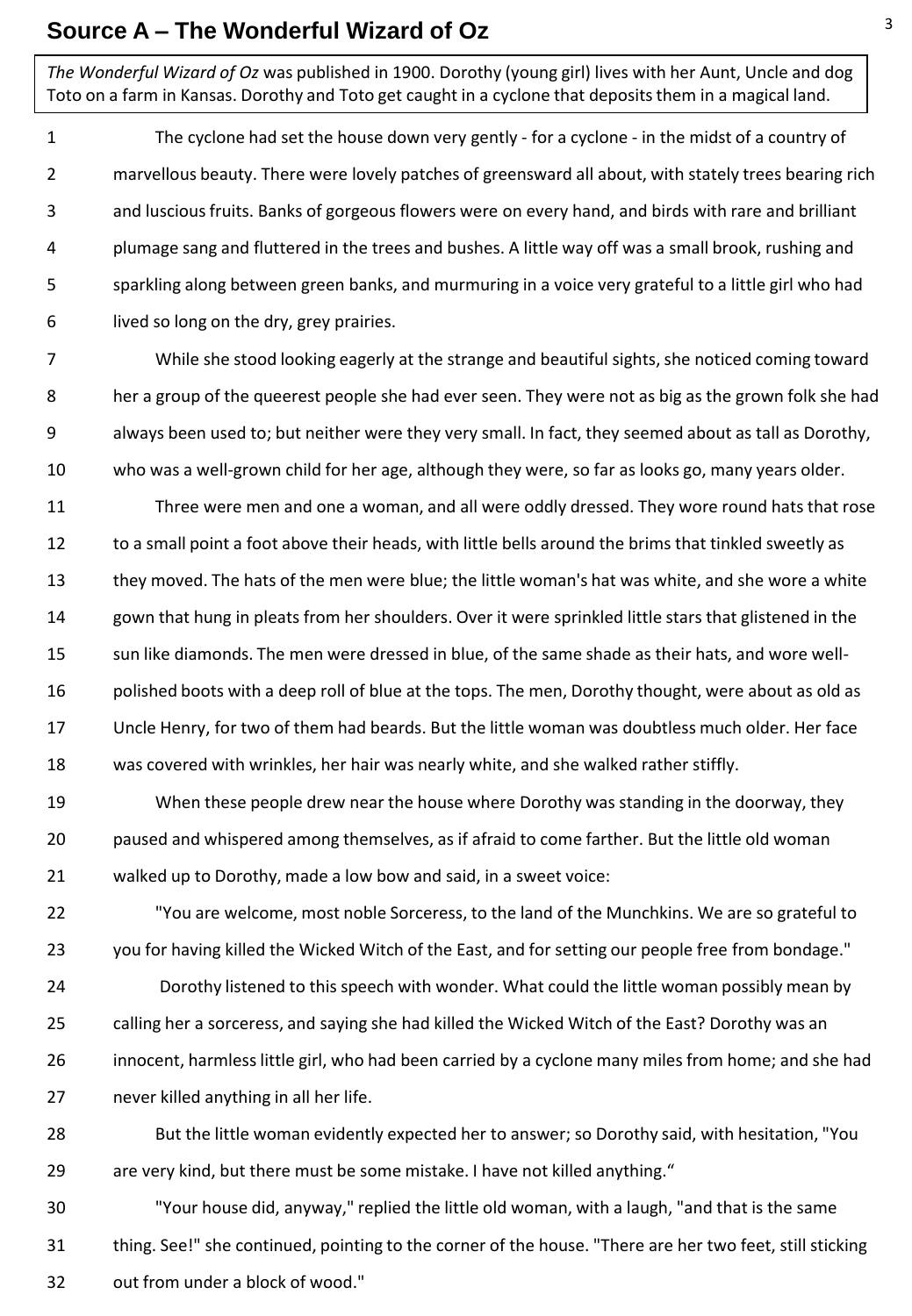# Source A – The Wonderful Wizard of Oz

*The Wonderful Wizard of Oz* was published in 1900. Dorothy (young girl) lives with her Aunt, Uncle and dog Toto on a farm in Kansas. Dorothy and Toto get caught in a cyclone that deposits them in a magical land.

1 The cyclone had set the house down very gently - for a cyclone - in the midst of a country of
2 marvellous beauty. There were lovely patches of greensward all about, with stately trees bearing rich
3 and luscious fruits. Banks of gorgeous flowers were on every hand, and birds with rare and brilliant
4 plumage sang and fluttered in the trees and bushes. A little way off was a small brook, rushing and
5 sparkling along between green banks, and murmuring in a voice very grateful to a little girl who had
6 lived so long on the dry, grey prairies.

7 While she stood looking eagerly at the strange and beautiful sights, she noticed coming toward
8 her a group of the queerest people she had ever seen. They were not as big as the grown folk she had
9 always been used to; but neither were they very small. In fact, they seemed about as tall as Dorothy,
10 who was a well-grown child for her age, although they were, so far as looks go, many years older.

11 Three were men and one a woman, and all were oddly dressed. They wore round hats that rose
12 to a small point a foot above their heads, with little bells around the brims that tinkled sweetly as
13 they moved. The hats of the men were blue; the little woman's hat was white, and she wore a white
14 gown that hung in pleats from her shoulders. Over it were sprinkled little stars that glistened in the
15 sun like diamonds. The men were dressed in blue, of the same shade as their hats, and wore well-
16 polished boots with a deep roll of blue at the tops. The men, Dorothy thought, were about as old as
17 Uncle Henry, for two of them had beards. But the little woman was doubtless much older. Her face
18 was covered with wrinkles, her hair was nearly white, and she walked rather stiffly.

19 When these people drew near the house where Dorothy was standing in the doorway, they
20 paused and whispered among themselves, as if afraid to come farther. But the little old woman
21 walked up to Dorothy, made a low bow and said, in a sweet voice:

22 "You are welcome, most noble Sorceress, to the land of the Munchkins. We are so grateful to
23 you for having killed the Wicked Witch of the East, and for setting our people free from bondage."

24 Dorothy listened to this speech with wonder. What could the little woman possibly mean by
25 calling her a sorceress, and saying she had killed the Wicked Witch of the East? Dorothy was an
26 innocent, harmless little girl, who had been carried by a cyclone many miles from home; and she had
27 never killed anything in all her life.

28 But the little woman evidently expected her to answer; so Dorothy said, with hesitation, "You
29 are very kind, but there must be some mistake. I have not killed anything."

30 "Your house did, anyway," replied the little old woman, with a laugh, "and that is the same
31 thing. See!" she continued, pointing to the corner of the house. "There are her two feet, still sticking
32 out from under a block of wood."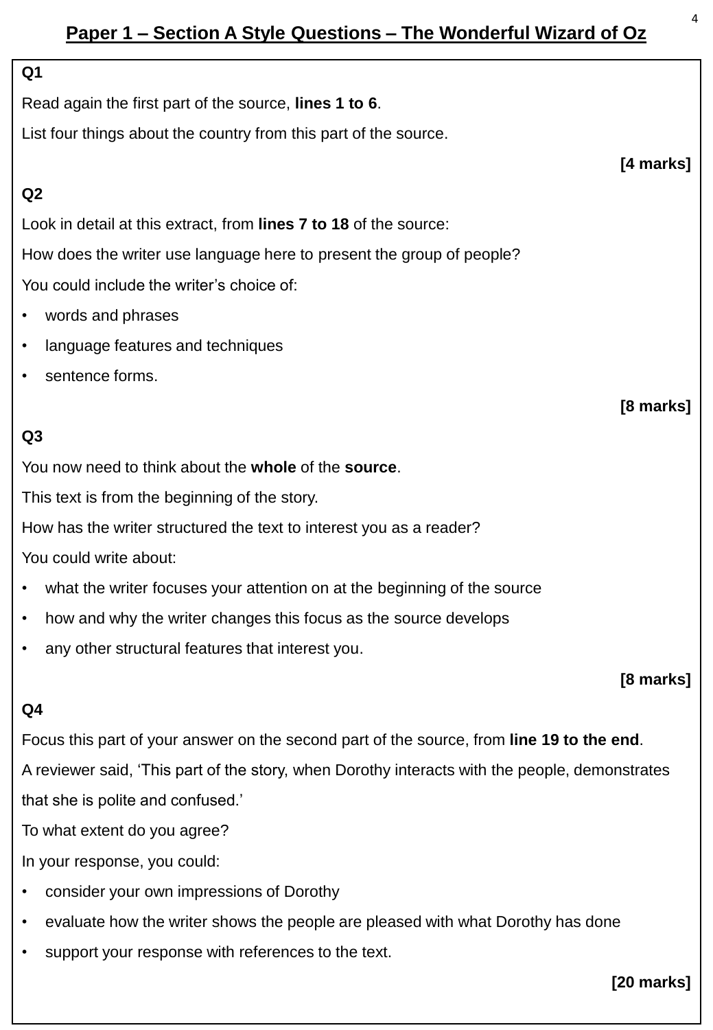## Paper 1 – Section A Style Questions – The Wonderful Wizard of Oz

**Q1**

Read again the first part of the source, **lines 1 to 6**.

List four things about the country from this part of the source.

**[4 marks]**

**Q2**

Look in detail at this extract, from **lines 7 to 18** of the source:

How does the writer use language here to present the group of people?

You could include the writer's choice of:

- words and phrases
- language features and techniques
- sentence forms.

**[8 marks]**

**Q3**

You now need to think about the **whole** of the **source**.

This text is from the beginning of the story.

How has the writer structured the text to interest you as a reader?

You could write about:

- what the writer focuses your attention on at the beginning of the source
- how and why the writer changes this focus as the source develops
- any other structural features that interest you.

**[8 marks]**

**Q4**

Focus this part of your answer on the second part of the source, from **line 19 to the end**.

A reviewer said, 'This part of the story, when Dorothy interacts with the people, demonstrates that she is polite and confused.'

To what extent do you agree?

In your response, you could:

- consider your own impressions of Dorothy
- evaluate how the writer shows the people are pleased with what Dorothy has done
- support your response with references to the text.

**[20 marks]**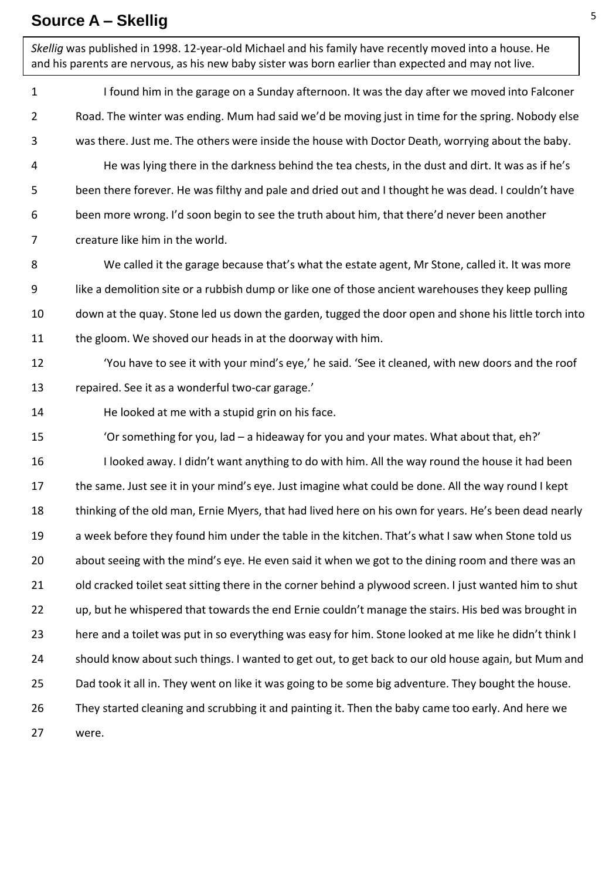# Source A – Skellig

*Skellig* was published in 1998. 12-year-old Michael and his family have recently moved into a house. He and his parents are nervous, as his new baby sister was born earlier than expected and may not live.

1 I found him in the garage on a Sunday afternoon. It was the day after we moved into Falconer
2 Road. The winter was ending. Mum had said we'd be moving just in time for the spring. Nobody else
3 was there. Just me. The others were inside the house with Doctor Death, worrying about the baby.
4 He was lying there in the darkness behind the tea chests, in the dust and dirt. It was as if he's
5 been there forever. He was filthy and pale and dried out and I thought he was dead. I couldn't have
6 been more wrong. I'd soon begin to see the truth about him, that there'd never been another
7 creature like him in the world.
8 We called it the garage because that's what the estate agent, Mr Stone, called it. It was more
9 like a demolition site or a rubbish dump or like one of those ancient warehouses they keep pulling
10 down at the quay. Stone led us down the garden, tugged the door open and shone his little torch into
11 the gloom. We shoved our heads in at the doorway with him.
12 'You have to see it with your mind's eye,' he said. 'See it cleaned, with new doors and the roof
13 repaired. See it as a wonderful two-car garage.'
14 He looked at me with a stupid grin on his face.
15 'Or something for you, lad – a hideaway for you and your mates. What about that, eh?'
16 I looked away. I didn't want anything to do with him. All the way round the house it had been
17 the same. Just see it in your mind's eye. Just imagine what could be done. All the way round I kept
18 thinking of the old man, Ernie Myers, that had lived here on his own for years. He's been dead nearly
19 a week before they found him under the table in the kitchen. That's what I saw when Stone told us
20 about seeing with the mind's eye. He even said it when we got to the dining room and there was an
21 old cracked toilet seat sitting there in the corner behind a plywood screen. I just wanted him to shut
22 up, but he whispered that towards the end Ernie couldn't manage the stairs. His bed was brought in
23 here and a toilet was put in so everything was easy for him. Stone looked at me like he didn't think I
24 should know about such things. I wanted to get out, to get back to our old house again, but Mum and
25 Dad took it all in. They went on like it was going to be some big adventure. They bought the house.
26 They started cleaning and scrubbing it and painting it. Then the baby came too early. And here we
27 were.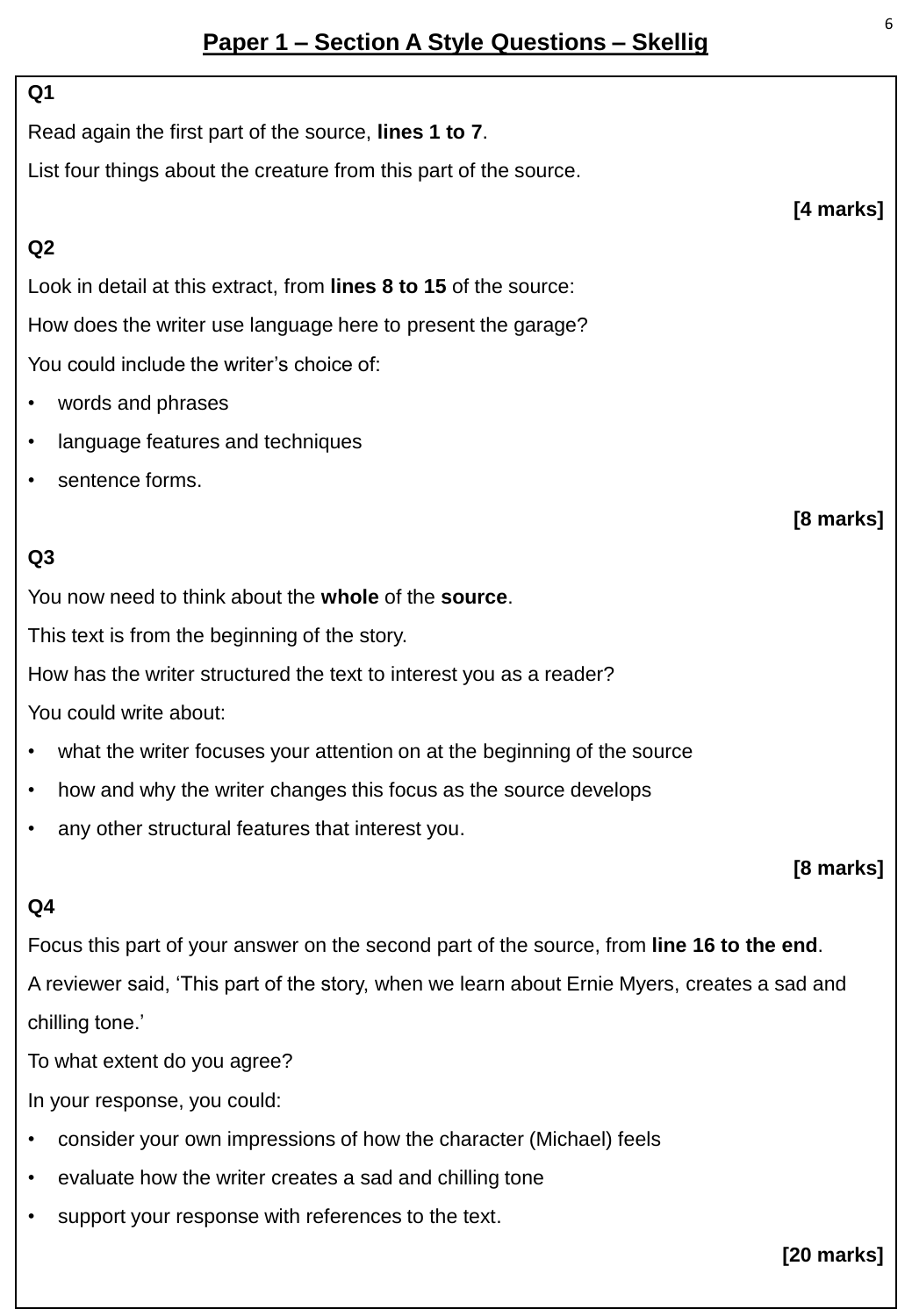## Paper 1 – Section A Style Questions – Skellig

**Q1**

Read again the first part of the source, **lines 1 to 7**.

List four things about the creature from this part of the source.

**[4 marks]**

**Q2**

Look in detail at this extract, from **lines 8 to 15** of the source:

How does the writer use language here to present the garage?

You could include the writer's choice of:

- words and phrases
- language features and techniques
- sentence forms.

**[8 marks]**

**Q3**

You now need to think about the **whole** of the **source**.

This text is from the beginning of the story.

How has the writer structured the text to interest you as a reader?

You could write about:

- what the writer focuses your attention on at the beginning of the source
- how and why the writer changes this focus as the source develops
- any other structural features that interest you.

**[8 marks]**

**Q4**

Focus this part of your answer on the second part of the source, from **line 16 to the end**.

A reviewer said, 'This part of the story, when we learn about Ernie Myers, creates a sad and chilling tone.'

To what extent do you agree?

In your response, you could:

- consider your own impressions of how the character (Michael) feels
- evaluate how the writer creates a sad and chilling tone
- support your response with references to the text.

**[20 marks]**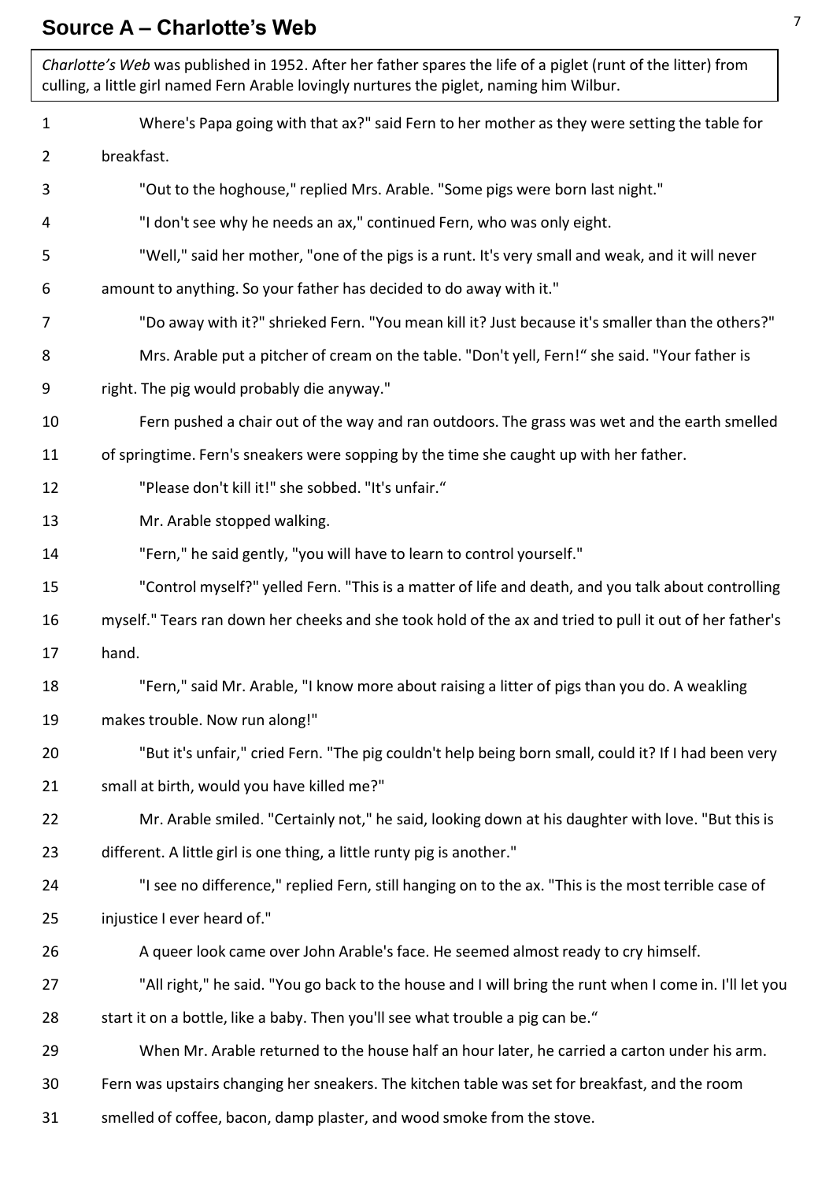## Source A – Charlotte's Web

*Charlotte's Web* was published in 1952. After her father spares the life of a piglet (runt of the litter) from culling, a little girl named Fern Arable lovingly nurtures the piglet, naming him Wilbur.

1 Where's Papa going with that ax?" said Fern to her mother as they were setting the table for
2 breakfast.
3 "Out to the hoghouse," replied Mrs. Arable. "Some pigs were born last night."
4 "I don't see why he needs an ax," continued Fern, who was only eight.
5 "Well," said her mother, "one of the pigs is a runt. It's very small and weak, and it will never
6 amount to anything. So your father has decided to do away with it."
7 "Do away with it?" shrieked Fern. "You mean kill it? Just because it's smaller than the others?"
8 Mrs. Arable put a pitcher of cream on the table. "Don't yell, Fern!" she said. "Your father is
9 right. The pig would probably die anyway."
10 Fern pushed a chair out of the way and ran outdoors. The grass was wet and the earth smelled
11 of springtime. Fern's sneakers were sopping by the time she caught up with her father.
12 "Please don't kill it!" she sobbed. "It's unfair."
13 Mr. Arable stopped walking.
14 "Fern," he said gently, "you will have to learn to control yourself."
15 "Control myself?" yelled Fern. "This is a matter of life and death, and you talk about controlling
16 myself." Tears ran down her cheeks and she took hold of the ax and tried to pull it out of her father's
17 hand.
18 "Fern," said Mr. Arable, "I know more about raising a litter of pigs than you do. A weakling
19 makes trouble. Now run along!"
20 "But it's unfair," cried Fern. "The pig couldn't help being born small, could it? If I had been very
21 small at birth, would you have killed me?"
22 Mr. Arable smiled. "Certainly not," he said, looking down at his daughter with love. "But this is
23 different. A little girl is one thing, a little runty pig is another."
24 "I see no difference," replied Fern, still hanging on to the ax. "This is the most terrible case of
25 injustice I ever heard of."
26 A queer look came over John Arable's face. He seemed almost ready to cry himself.
27 "All right," he said. "You go back to the house and I will bring the runt when I come in. I'll let you
28 start it on a bottle, like a baby. Then you'll see what trouble a pig can be."
29 When Mr. Arable returned to the house half an hour later, he carried a carton under his arm.
30 Fern was upstairs changing her sneakers. The kitchen table was set for breakfast, and the room
31 smelled of coffee, bacon, damp plaster, and wood smoke from the stove.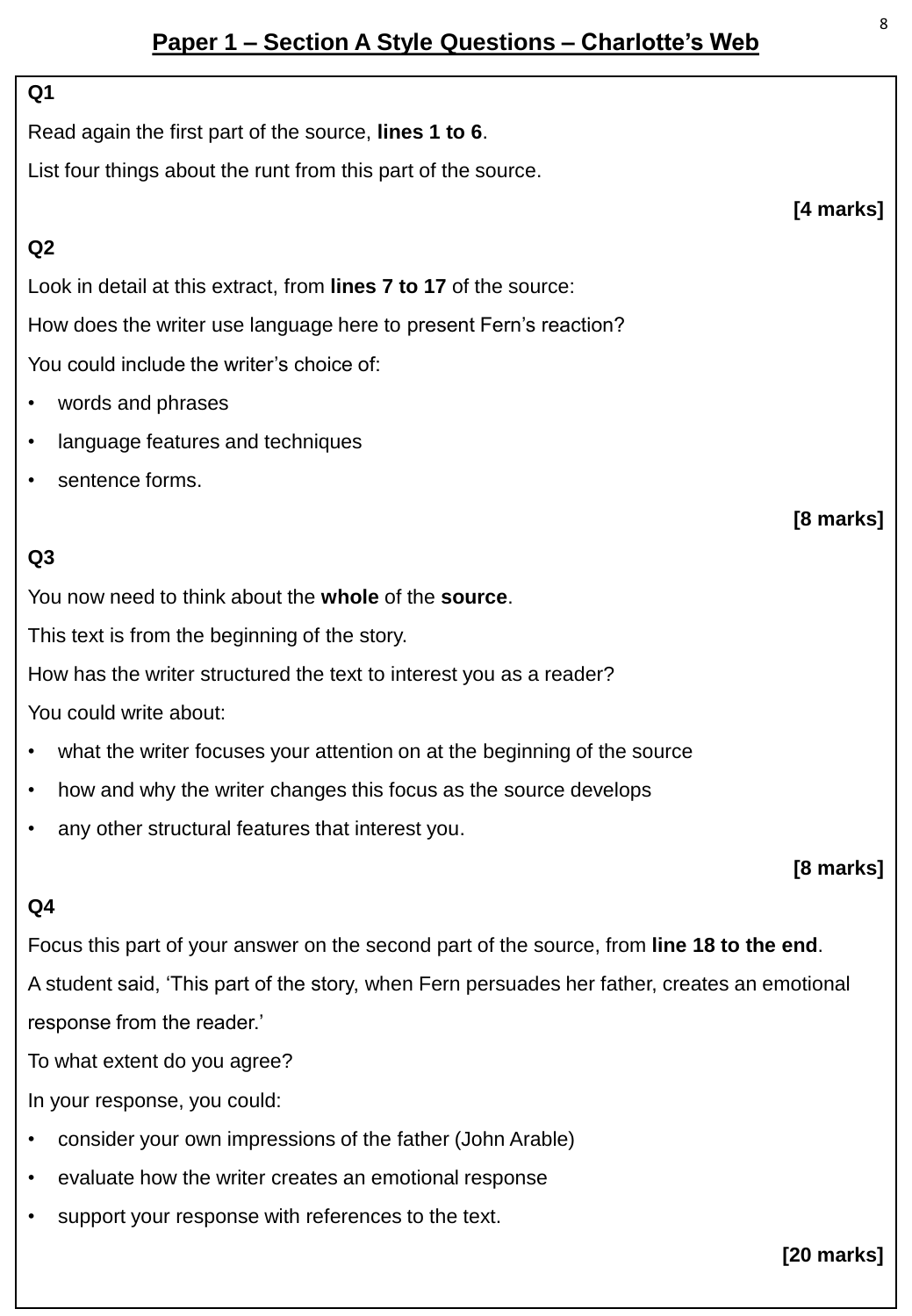# Paper 1 – Section A Style Questions – Charlotte's Web

**Q1**

Read again the first part of the source, **lines 1 to 6**.

List four things about the runt from this part of the source.

**[4 marks]**

**Q2**

Look in detail at this extract, from **lines 7 to 17** of the source:

How does the writer use language here to present Fern's reaction?

You could include the writer's choice of:

- words and phrases
- language features and techniques
- sentence forms.

**[8 marks]**

**Q3**

You now need to think about the **whole** of the **source**.

This text is from the beginning of the story.

How has the writer structured the text to interest you as a reader?

You could write about:

- what the writer focuses your attention on at the beginning of the source
- how and why the writer changes this focus as the source develops
- any other structural features that interest you.

**[8 marks]**

**Q4**

Focus this part of your answer on the second part of the source, from **line 18 to the end**.

A student said, 'This part of the story, when Fern persuades her father, creates an emotional response from the reader.'

To what extent do you agree?

In your response, you could:

- consider your own impressions of the father (John Arable)
- evaluate how the writer creates an emotional response
- support your response with references to the text.

**[20 marks]**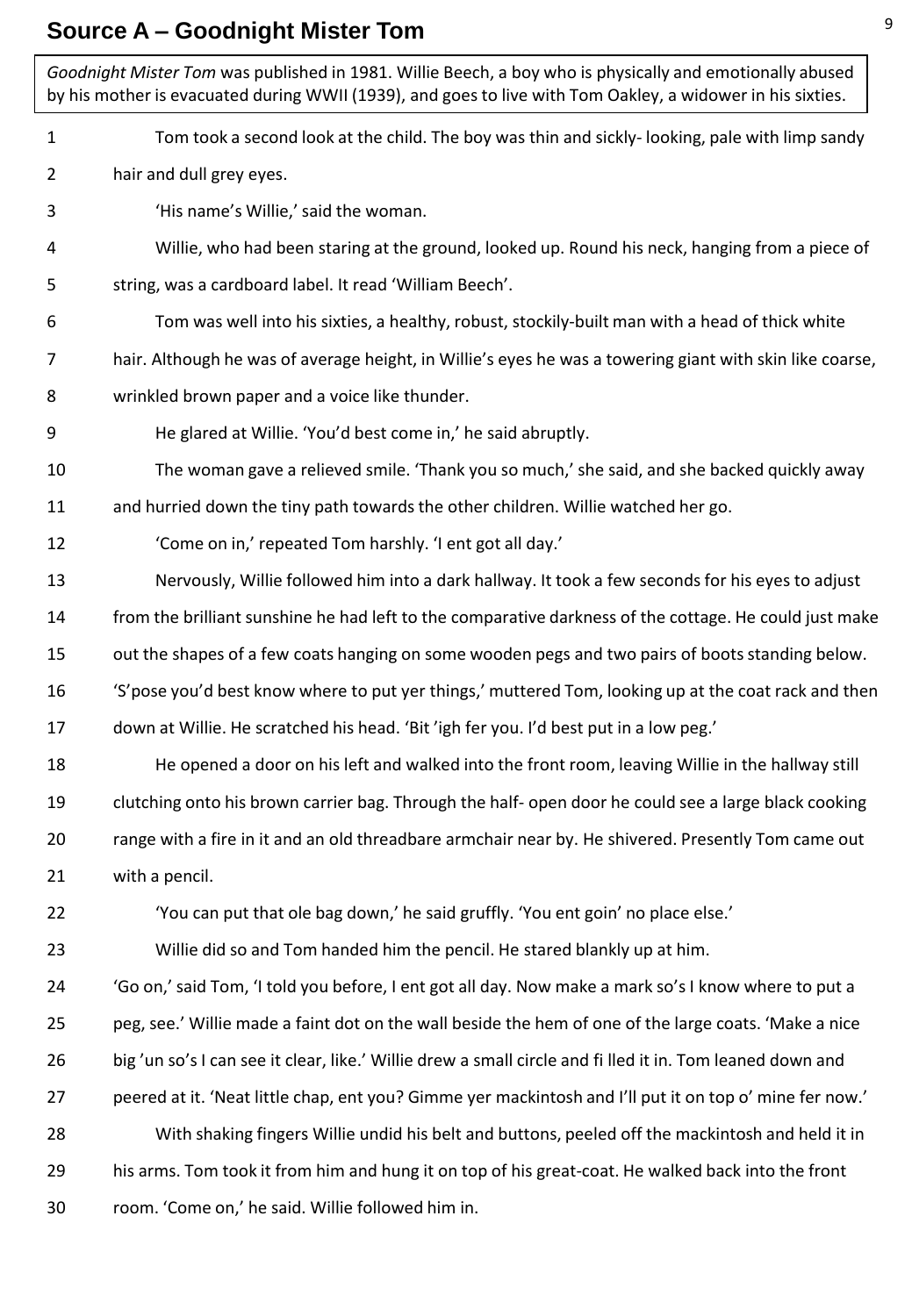# Source A – Goodnight Mister Tom

*Goodnight Mister Tom* was published in 1981. Willie Beech, a boy who is physically and emotionally abused by his mother is evacuated during WWII (1939), and goes to live with Tom Oakley, a widower in his sixties.

1 Tom took a second look at the child. The boy was thin and sickly- looking, pale with limp sandy
2 hair and dull grey eyes.
3 'His name's Willie,' said the woman.
4 Willie, who had been staring at the ground, looked up. Round his neck, hanging from a piece of
5 string, was a cardboard label. It read 'William Beech'.
6 Tom was well into his sixties, a healthy, robust, stockily-built man with a head of thick white
7 hair. Although he was of average height, in Willie's eyes he was a towering giant with skin like coarse,
8 wrinkled brown paper and a voice like thunder.
9 He glared at Willie. 'You'd best come in,' he said abruptly.
10 The woman gave a relieved smile. 'Thank you so much,' she said, and she backed quickly away
11 and hurried down the tiny path towards the other children. Willie watched her go.
12 'Come on in,' repeated Tom harshly. 'I ent got all day.'
13 Nervously, Willie followed him into a dark hallway. It took a few seconds for his eyes to adjust
14 from the brilliant sunshine he had left to the comparative darkness of the cottage. He could just make
15 out the shapes of a few coats hanging on some wooden pegs and two pairs of boots standing below.
16 'S'pose you'd best know where to put yer things,' muttered Tom, looking up at the coat rack and then
17 down at Willie. He scratched his head. 'Bit 'igh fer you. I'd best put in a low peg.'
18 He opened a door on his left and walked into the front room, leaving Willie in the hallway still
19 clutching onto his brown carrier bag. Through the half- open door he could see a large black cooking
20 range with a fire in it and an old threadbare armchair near by. He shivered. Presently Tom came out
21 with a pencil.
22 'You can put that ole bag down,' he said gruffly. 'You ent goin' no place else.'
23 Willie did so and Tom handed him the pencil. He stared blankly up at him.
24 'Go on,' said Tom, 'I told you before, I ent got all day. Now make a mark so's I know where to put a
25 peg, see.' Willie made a faint dot on the wall beside the hem of one of the large coats. 'Make a nice
26 big 'un so's I can see it clear, like.' Willie drew a small circle and fi lled it in. Tom leaned down and
27 peered at it. 'Neat little chap, ent you? Gimme yer mackintosh and I'll put it on top o' mine fer now.'
28 With shaking fingers Willie undid his belt and buttons, peeled off the mackintosh and held it in
29 his arms. Tom took it from him and hung it on top of his great-coat. He walked back into the front
30 room. 'Come on,' he said. Willie followed him in.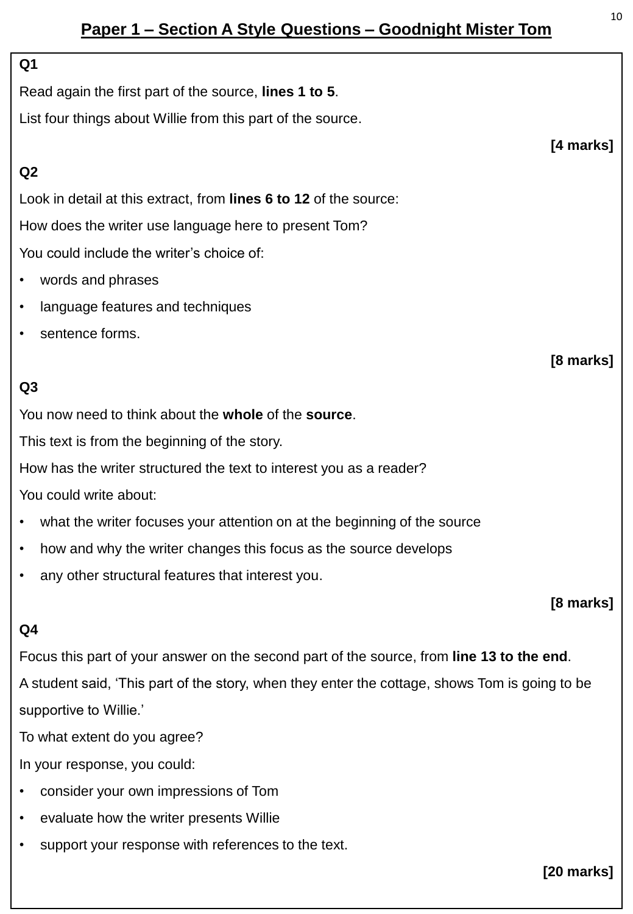## Paper 1 – Section A Style Questions – Goodnight Mister Tom

**Q1**

Read again the first part of the source, **lines 1 to 5**.

List four things about Willie from this part of the source.

**[4 marks]**

**Q2**

Look in detail at this extract, from **lines 6 to 12** of the source:

How does the writer use language here to present Tom?

You could include the writer's choice of:

- words and phrases
- language features and techniques
- sentence forms.

**[8 marks]**

**Q3**

You now need to think about the **whole** of the **source**.

This text is from the beginning of the story.

How has the writer structured the text to interest you as a reader?

You could write about:

- what the writer focuses your attention on at the beginning of the source
- how and why the writer changes this focus as the source develops
- any other structural features that interest you.

**[8 marks]**

**Q4**

Focus this part of your answer on the second part of the source, from **line 13 to the end**.

A student said, 'This part of the story, when they enter the cottage, shows Tom is going to be supportive to Willie.'

To what extent do you agree?

In your response, you could:

- consider your own impressions of Tom
- evaluate how the writer presents Willie
- support your response with references to the text.

**[20 marks]**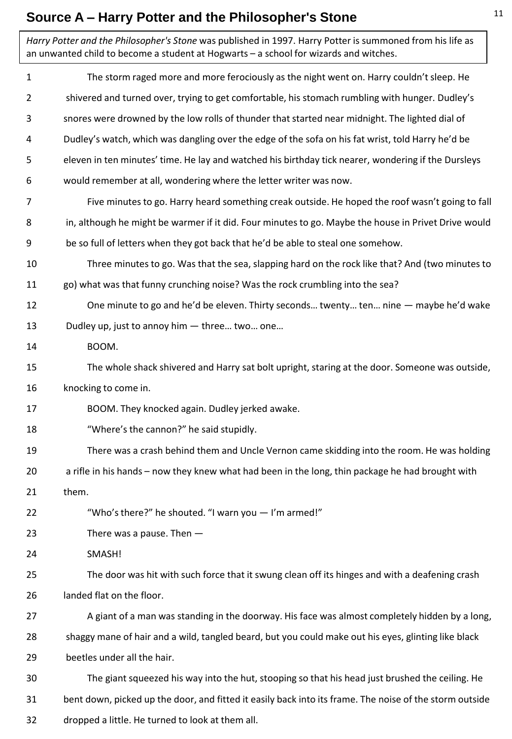## Source A – Harry Potter and the Philosopher's Stone

*Harry Potter and the Philosopher's Stone* was published in 1997. Harry Potter is summoned from his life as an unwanted child to become a student at Hogwarts – a school for wizards and witches.

1 The storm raged more and more ferociously as the night went on. Harry couldn't sleep. He
2 shivered and turned over, trying to get comfortable, his stomach rumbling with hunger. Dudley's
3 snores were drowned by the low rolls of thunder that started near midnight. The lighted dial of
4 Dudley's watch, which was dangling over the edge of the sofa on his fat wrist, told Harry he'd be
5 eleven in ten minutes' time. He lay and watched his birthday tick nearer, wondering if the Dursleys
6 would remember at all, wondering where the letter writer was now.
7 Five minutes to go. Harry heard something creak outside. He hoped the roof wasn't going to fall
8 in, although he might be warmer if it did. Four minutes to go. Maybe the house in Privet Drive would
9 be so full of letters when they got back that he'd be able to steal one somehow.
10 Three minutes to go. Was that the sea, slapping hard on the rock like that? And (two minutes to
11 go) what was that funny crunching noise? Was the rock crumbling into the sea?
12 One minute to go and he'd be eleven. Thirty seconds… twenty… ten… nine — maybe he'd wake
13 Dudley up, just to annoy him — three… two… one…
14 BOOM.
15 The whole shack shivered and Harry sat bolt upright, staring at the door. Someone was outside,
16 knocking to come in.
17 BOOM. They knocked again. Dudley jerked awake.
18 "Where's the cannon?" he said stupidly.
19 There was a crash behind them and Uncle Vernon came skidding into the room. He was holding
20 a rifle in his hands – now they knew what had been in the long, thin package he had brought with
21 them.
22 "Who's there?" he shouted. "I warn you — I'm armed!"
23 There was a pause. Then —
24 SMASH!
25 The door was hit with such force that it swung clean off its hinges and with a deafening crash
26 landed flat on the floor.
27 A giant of a man was standing in the doorway. His face was almost completely hidden by a long,
28 shaggy mane of hair and a wild, tangled beard, but you could make out his eyes, glinting like black
29 beetles under all the hair.
30 The giant squeezed his way into the hut, stooping so that his head just brushed the ceiling. He
31 bent down, picked up the door, and fitted it easily back into its frame. The noise of the storm outside
32 dropped a little. He turned to look at them all.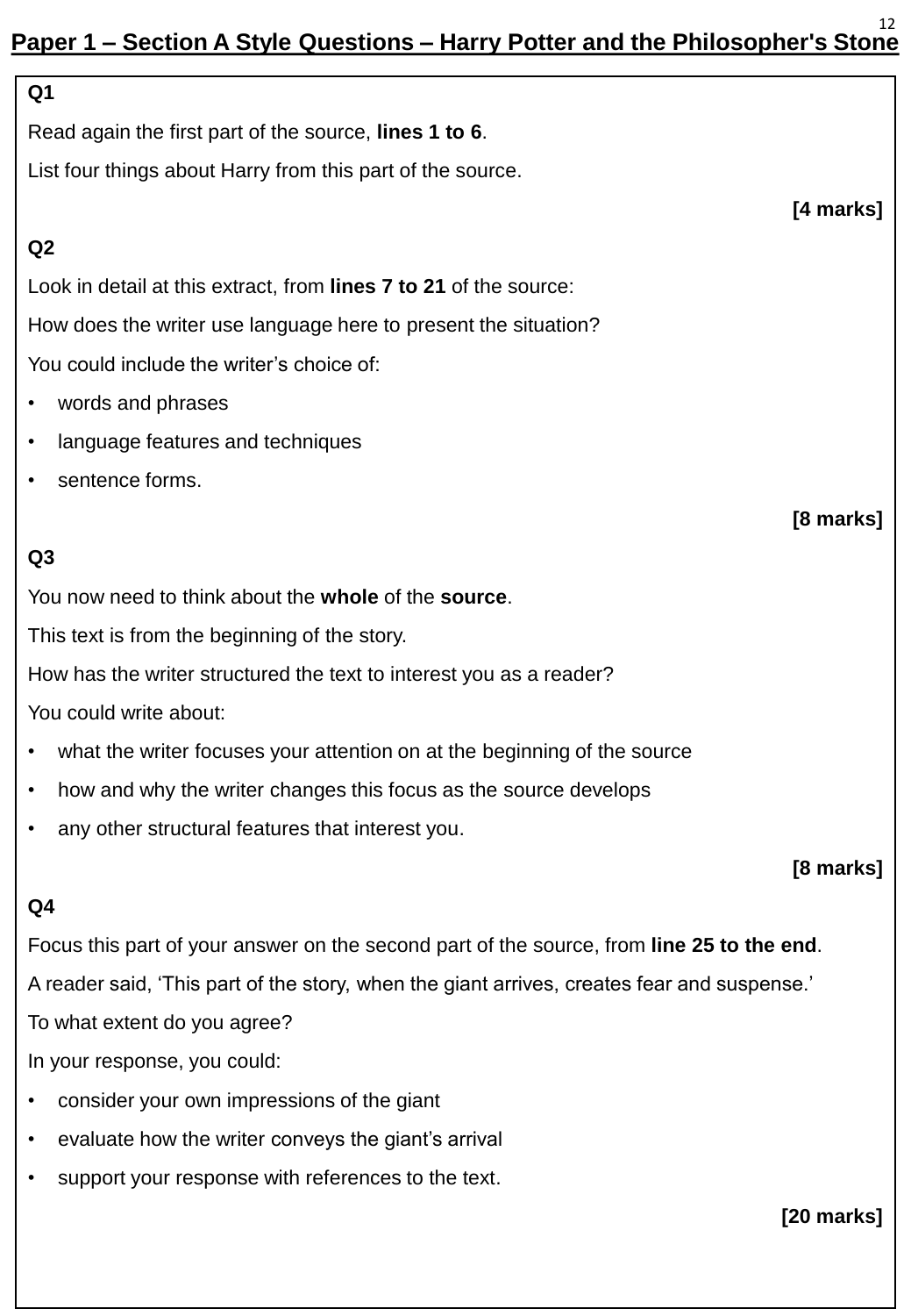# Paper 1 – Section A Style Questions – Harry Potter and the Philosopher's Stone

**Q1**

Read again the first part of the source, **lines 1 to 6**.

List four things about Harry from this part of the source.

**[4 marks]**

**Q2**

Look in detail at this extract, from **lines 7 to 21** of the source:

How does the writer use language here to present the situation?

You could include the writer's choice of:

- words and phrases
- language features and techniques
- sentence forms.

**[8 marks]**

**Q3**

You now need to think about the **whole** of the **source**.

This text is from the beginning of the story.

How has the writer structured the text to interest you as a reader?

You could write about:

- what the writer focuses your attention on at the beginning of the source
- how and why the writer changes this focus as the source develops
- any other structural features that interest you.

**[8 marks]**

**Q4**

Focus this part of your answer on the second part of the source, from **line 25 to the end**.

A reader said, 'This part of the story, when the giant arrives, creates fear and suspense.'

To what extent do you agree?

In your response, you could:

- consider your own impressions of the giant
- evaluate how the writer conveys the giant's arrival
- support your response with references to the text.

**[20 marks]**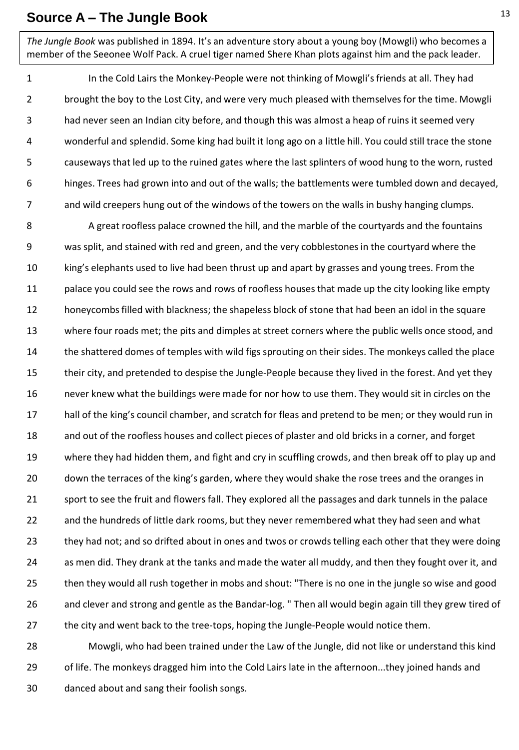## Source A – The Jungle Book

*The Jungle Book* was published in 1894. It's an adventure story about a young boy (Mowgli) who becomes a member of the Seeonee Wolf Pack. A cruel tiger named Shere Khan plots against him and the pack leader.

1 In the Cold Lairs the Monkey-People were not thinking of Mowgli's friends at all. They had
2 brought the boy to the Lost City, and were very much pleased with themselves for the time. Mowgli
3 had never seen an Indian city before, and though this was almost a heap of ruins it seemed very
4 wonderful and splendid. Some king had built it long ago on a little hill. You could still trace the stone
5 causeways that led up to the ruined gates where the last splinters of wood hung to the worn, rusted
6 hinges. Trees had grown into and out of the walls; the battlements were tumbled down and decayed,
7 and wild creepers hung out of the windows of the towers on the walls in bushy hanging clumps.

8 A great roofless palace crowned the hill, and the marble of the courtyards and the fountains
9 was split, and stained with red and green, and the very cobblestones in the courtyard where the
10 king's elephants used to live had been thrust up and apart by grasses and young trees. From the
11 palace you could see the rows and rows of roofless houses that made up the city looking like empty
12 honeycombs filled with blackness; the shapeless block of stone that had been an idol in the square
13 where four roads met; the pits and dimples at street corners where the public wells once stood, and
14 the shattered domes of temples with wild figs sprouting on their sides. The monkeys called the place
15 their city, and pretended to despise the Jungle-People because they lived in the forest. And yet they
16 never knew what the buildings were made for nor how to use them. They would sit in circles on the
17 hall of the king's council chamber, and scratch for fleas and pretend to be men; or they would run in
18 and out of the roofless houses and collect pieces of plaster and old bricks in a corner, and forget
19 where they had hidden them, and fight and cry in scuffling crowds, and then break off to play up and
20 down the terraces of the king's garden, where they would shake the rose trees and the oranges in
21 sport to see the fruit and flowers fall. They explored all the passages and dark tunnels in the palace
22 and the hundreds of little dark rooms, but they never remembered what they had seen and what
23 they had not; and so drifted about in ones and twos or crowds telling each other that they were doing
24 as men did. They drank at the tanks and made the water all muddy, and then they fought over it, and
25 then they would all rush together in mobs and shout: "There is no one in the jungle so wise and good
26 and clever and strong and gentle as the Bandar-log. " Then all would begin again till they grew tired of
27 the city and went back to the tree-tops, hoping the Jungle-People would notice them.

28 Mowgli, who had been trained under the Law of the Jungle, did not like or understand this kind
29 of life. The monkeys dragged him into the Cold Lairs late in the afternoon...they joined hands and
30 danced about and sang their foolish songs.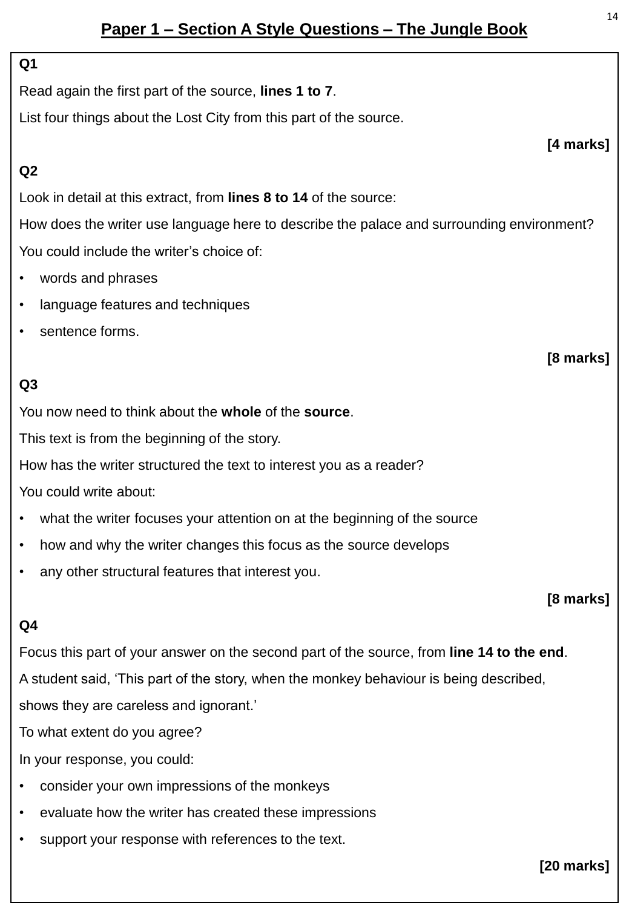# Paper 1 – Section A Style Questions – The Jungle Book

**Q1**

Read again the first part of the source, **lines 1 to 7**.

List four things about the Lost City from this part of the source.

**[4 marks]**

**Q2**

Look in detail at this extract, from **lines 8 to 14** of the source:

How does the writer use language here to describe the palace and surrounding environment?

You could include the writer's choice of:

- words and phrases
- language features and techniques
- sentence forms.

**[8 marks]**

**Q3**

You now need to think about the **whole** of the **source**.

This text is from the beginning of the story.

How has the writer structured the text to interest you as a reader?

You could write about:

- what the writer focuses your attention on at the beginning of the source
- how and why the writer changes this focus as the source develops
- any other structural features that interest you.

**[8 marks]**

**Q4**

Focus this part of your answer on the second part of the source, from **line 14 to the end**.

A student said, 'This part of the story, when the monkey behaviour is being described, shows they are careless and ignorant.'

To what extent do you agree?

In your response, you could:

- consider your own impressions of the monkeys
- evaluate how the writer has created these impressions
- support your response with references to the text.

**[20 marks]**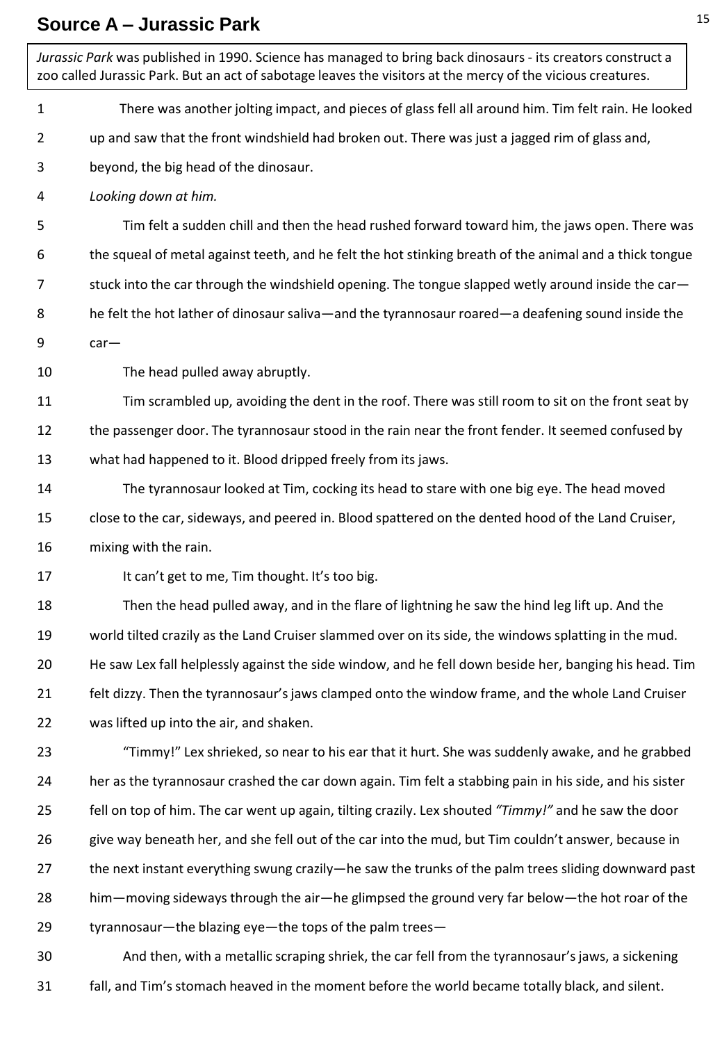## Source A – Jurassic Park

*Jurassic Park* was published in 1990. Science has managed to bring back dinosaurs - its creators construct a zoo called Jurassic Park. But an act of sabotage leaves the visitors at the mercy of the vicious creatures.

1 There was another jolting impact, and pieces of glass fell all around him. Tim felt rain. He looked
2 up and saw that the front windshield had broken out. There was just a jagged rim of glass and,
3 beyond, the big head of the dinosaur.
4 *Looking down at him.*
5 Tim felt a sudden chill and then the head rushed forward toward him, the jaws open. There was
6 the squeal of metal against teeth, and he felt the hot stinking breath of the animal and a thick tongue
7 stuck into the car through the windshield opening. The tongue slapped wetly around inside the car—
8 he felt the hot lather of dinosaur saliva—and the tyrannosaur roared—a deafening sound inside the
9 car—
10 The head pulled away abruptly.
11 Tim scrambled up, avoiding the dent in the roof. There was still room to sit on the front seat by
12 the passenger door. The tyrannosaur stood in the rain near the front fender. It seemed confused by
13 what had happened to it. Blood dripped freely from its jaws.
14 The tyrannosaur looked at Tim, cocking its head to stare with one big eye. The head moved
15 close to the car, sideways, and peered in. Blood spattered on the dented hood of the Land Cruiser,
16 mixing with the rain.
17 It can't get to me, Tim thought. It's too big.
18 Then the head pulled away, and in the flare of lightning he saw the hind leg lift up. And the
19 world tilted crazily as the Land Cruiser slammed over on its side, the windows splatting in the mud.
20 He saw Lex fall helplessly against the side window, and he fell down beside her, banging his head. Tim
21 felt dizzy. Then the tyrannosaur's jaws clamped onto the window frame, and the whole Land Cruiser
22 was lifted up into the air, and shaken.
23 "Timmy!" Lex shrieked, so near to his ear that it hurt. She was suddenly awake, and he grabbed
24 her as the tyrannosaur crashed the car down again. Tim felt a stabbing pain in his side, and his sister
25 fell on top of him. The car went up again, tilting crazily. Lex shouted *"Timmy!"* and he saw the door
26 give way beneath her, and she fell out of the car into the mud, but Tim couldn't answer, because in
27 the next instant everything swung crazily—he saw the trunks of the palm trees sliding downward past
28 him—moving sideways through the air—he glimpsed the ground very far below—the hot roar of the
29 tyrannosaur—the blazing eye—the tops of the palm trees—
30 And then, with a metallic scraping shriek, the car fell from the tyrannosaur's jaws, a sickening
31 fall, and Tim's stomach heaved in the moment before the world became totally black, and silent.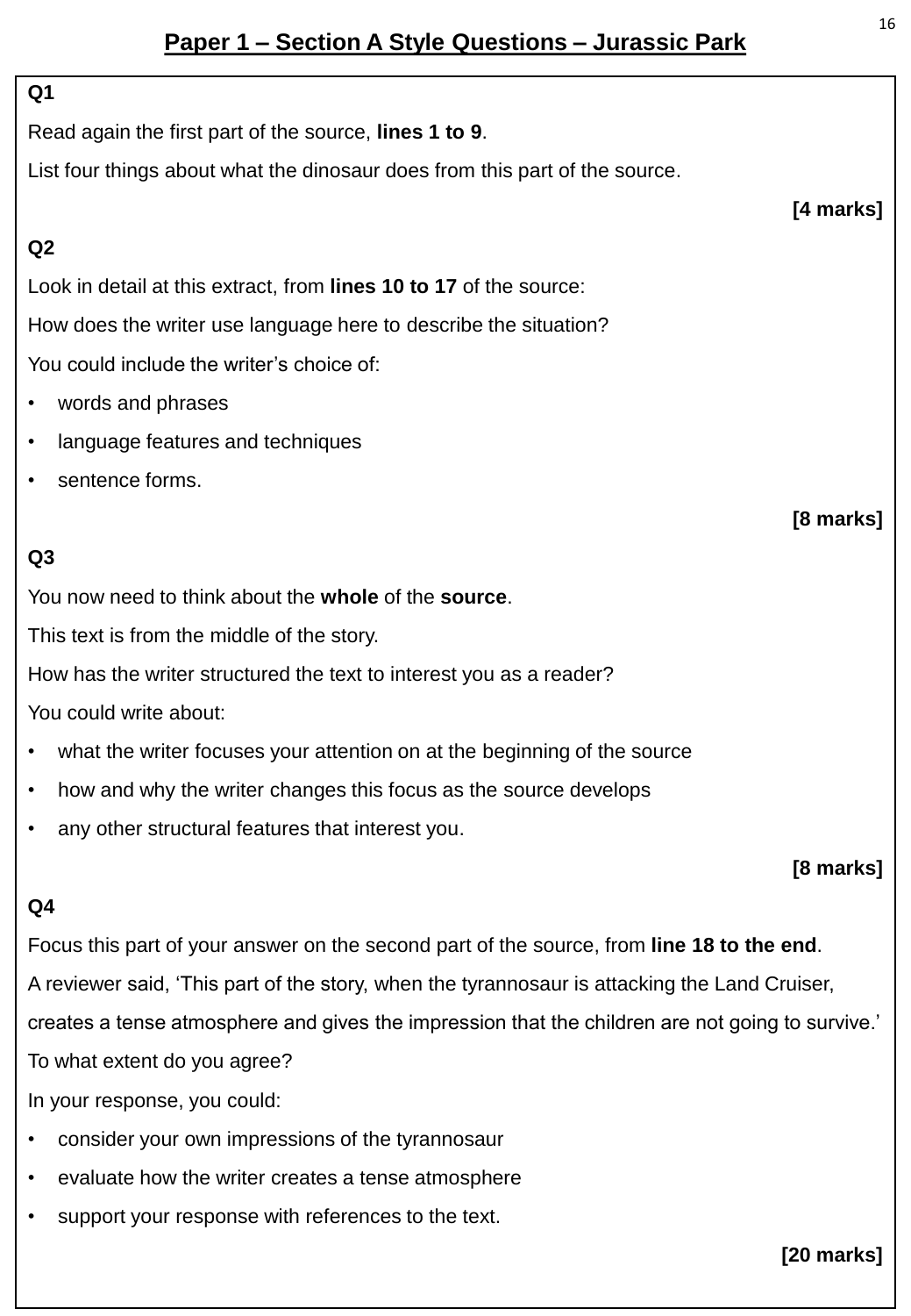# Paper 1 – Section A Style Questions – Jurassic Park

**Q1**

Read again the first part of the source, **lines 1 to 9**.

List four things about what the dinosaur does from this part of the source.

**[4 marks]**

**Q2**

Look in detail at this extract, from **lines 10 to 17** of the source:

How does the writer use language here to describe the situation?

You could include the writer's choice of:

- words and phrases
- language features and techniques
- sentence forms.

**[8 marks]**

**Q3**

You now need to think about the **whole** of the **source**.

This text is from the middle of the story.

How has the writer structured the text to interest you as a reader?

You could write about:

- what the writer focuses your attention on at the beginning of the source
- how and why the writer changes this focus as the source develops
- any other structural features that interest you.

**[8 marks]**

**Q4**

Focus this part of your answer on the second part of the source, from **line 18 to the end**.

A reviewer said, 'This part of the story, when the tyrannosaur is attacking the Land Cruiser, creates a tense atmosphere and gives the impression that the children are not going to survive.'

To what extent do you agree?

In your response, you could:

- consider your own impressions of the tyrannosaur
- evaluate how the writer creates a tense atmosphere
- support your response with references to the text.

**[20 marks]**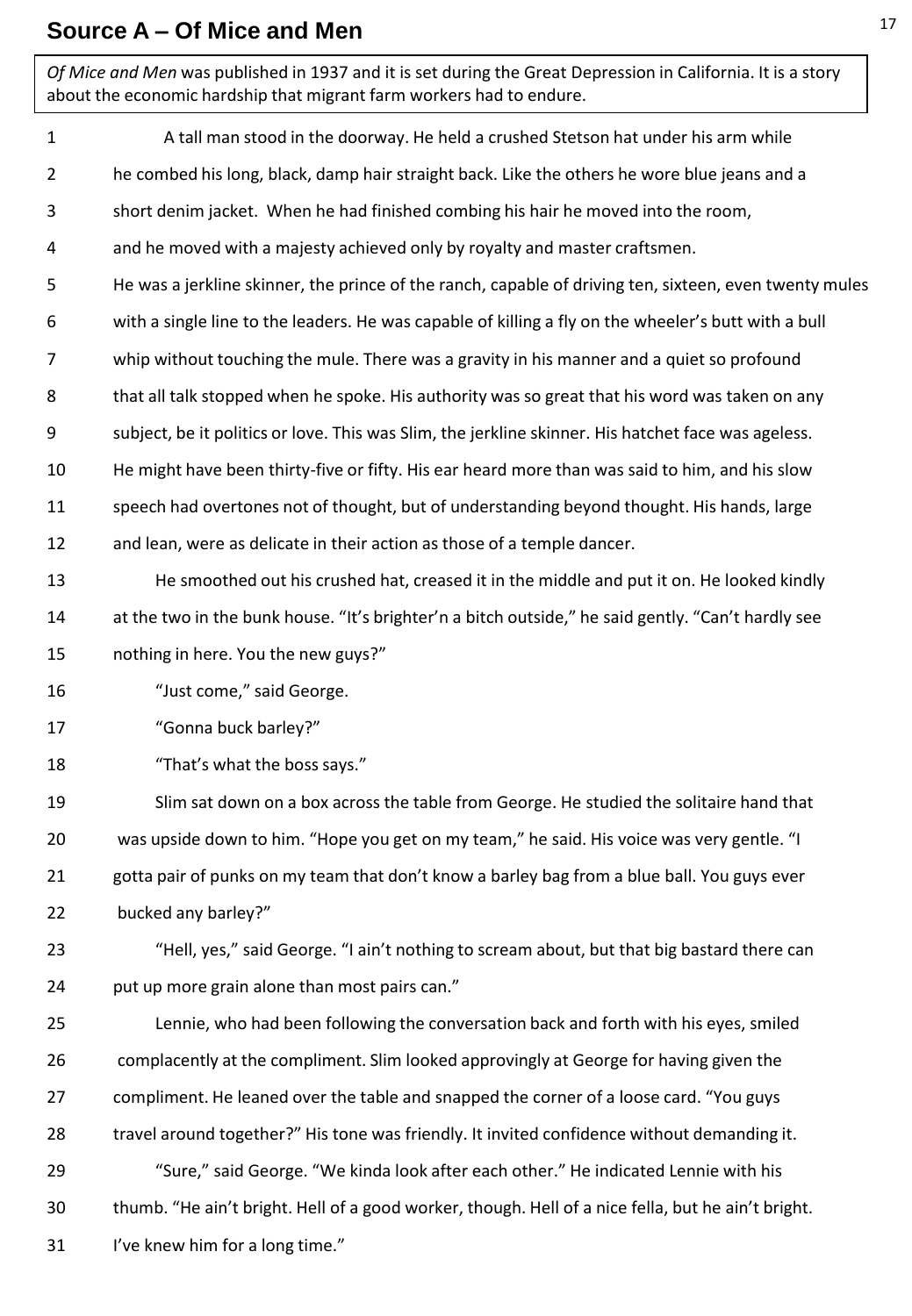## Source A – Of Mice and Men

*Of Mice and Men* was published in 1937 and it is set during the Great Depression in California. It is a story about the economic hardship that migrant farm workers had to endure.

1 A tall man stood in the doorway. He held a crushed Stetson hat under his arm while
2 he combed his long, black, damp hair straight back. Like the others he wore blue jeans and a
3 short denim jacket. When he had finished combing his hair he moved into the room,
4 and he moved with a majesty achieved only by royalty and master craftsmen.
5 He was a jerkline skinner, the prince of the ranch, capable of driving ten, sixteen, even twenty mules
6 with a single line to the leaders. He was capable of killing a fly on the wheeler's butt with a bull
7 whip without touching the mule. There was a gravity in his manner and a quiet so profound
8 that all talk stopped when he spoke. His authority was so great that his word was taken on any
9 subject, be it politics or love. This was Slim, the jerkline skinner. His hatchet face was ageless.
10 He might have been thirty-five or fifty. His ear heard more than was said to him, and his slow
11 speech had overtones not of thought, but of understanding beyond thought. His hands, large
12 and lean, were as delicate in their action as those of a temple dancer.
13 He smoothed out his crushed hat, creased it in the middle and put it on. He looked kindly
14 at the two in the bunk house. "It's brighter'n a bitch outside," he said gently. "Can't hardly see
15 nothing in here. You the new guys?"
16 "Just come," said George.
17 "Gonna buck barley?"
18 "That's what the boss says."
19 Slim sat down on a box across the table from George. He studied the solitaire hand that
20 was upside down to him. "Hope you get on my team," he said. His voice was very gentle. "I
21 gotta pair of punks on my team that don't know a barley bag from a blue ball. You guys ever
22 bucked any barley?"
23 "Hell, yes," said George. "I ain't nothing to scream about, but that big bastard there can
24 put up more grain alone than most pairs can."
25 Lennie, who had been following the conversation back and forth with his eyes, smiled
26 complacently at the compliment. Slim looked approvingly at George for having given the
27 compliment. He leaned over the table and snapped the corner of a loose card. "You guys
28 travel around together?" His tone was friendly. It invited confidence without demanding it.
29 "Sure," said George. "We kinda look after each other." He indicated Lennie with his
30 thumb. "He ain't bright. Hell of a good worker, though. Hell of a nice fella, but he ain't bright.
31 I've knew him for a long time."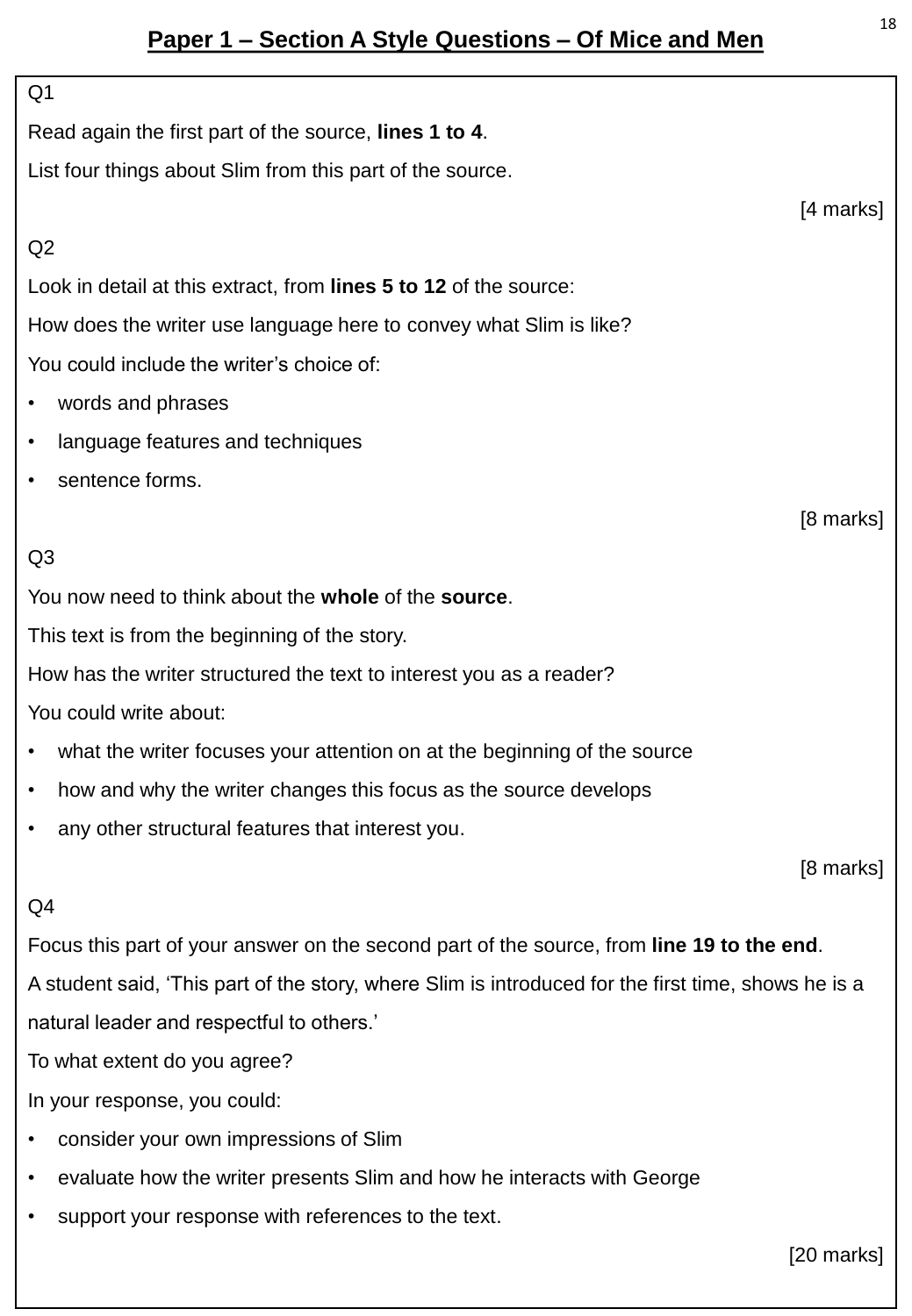# Paper 1 – Section A Style Questions – Of Mice and Men

Q1

Read again the first part of the source, **lines 1 to 4**.

List four things about Slim from this part of the source.

[4 marks]

Q2

Look in detail at this extract, from **lines 5 to 12** of the source:

How does the writer use language here to convey what Slim is like?

You could include the writer's choice of:

- words and phrases
- language features and techniques
- sentence forms.

[8 marks]

Q3

You now need to think about the **whole** of the **source**.

This text is from the beginning of the story.

How has the writer structured the text to interest you as a reader?

You could write about:

- what the writer focuses your attention on at the beginning of the source
- how and why the writer changes this focus as the source develops
- any other structural features that interest you.

[8 marks]

Q4

Focus this part of your answer on the second part of the source, from **line 19 to the end**.

A student said, 'This part of the story, where Slim is introduced for the first time, shows he is a natural leader and respectful to others.'

To what extent do you agree?

In your response, you could:

- consider your own impressions of Slim
- evaluate how the writer presents Slim and how he interacts with George
- support your response with references to the text.

[20 marks]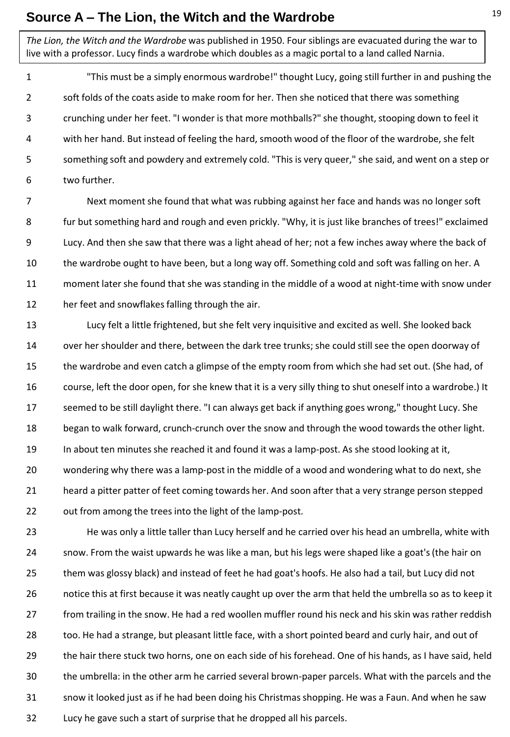# Source A – The Lion, the Witch and the Wardrobe

*The Lion, the Witch and the Wardrobe* was published in 1950. Four siblings are evacuated during the war to live with a professor. Lucy finds a wardrobe which doubles as a magic portal to a land called Narnia.

1 "This must be a simply enormous wardrobe!" thought Lucy, going still further in and pushing the
2 soft folds of the coats aside to make room for her. Then she noticed that there was something
3 crunching under her feet. "I wonder is that more mothballs?" she thought, stooping down to feel it
4 with her hand. But instead of feeling the hard, smooth wood of the floor of the wardrobe, she felt
5 something soft and powdery and extremely cold. "This is very queer," she said, and went on a step or
6 two further.

7 Next moment she found that what was rubbing against her face and hands was no longer soft
8 fur but something hard and rough and even prickly. "Why, it is just like branches of trees!" exclaimed
9 Lucy. And then she saw that there was a light ahead of her; not a few inches away where the back of
10 the wardrobe ought to have been, but a long way off. Something cold and soft was falling on her. A
11 moment later she found that she was standing in the middle of a wood at night-time with snow under
12 her feet and snowflakes falling through the air.

13 Lucy felt a little frightened, but she felt very inquisitive and excited as well. She looked back
14 over her shoulder and there, between the dark tree trunks; she could still see the open doorway of
15 the wardrobe and even catch a glimpse of the empty room from which she had set out. (She had, of
16 course, left the door open, for she knew that it is a very silly thing to shut oneself into a wardrobe.) It
17 seemed to be still daylight there. "I can always get back if anything goes wrong," thought Lucy. She
18 began to walk forward, crunch-crunch over the snow and through the wood towards the other light.
19 In about ten minutes she reached it and found it was a lamp-post. As she stood looking at it,
20 wondering why there was a lamp-post in the middle of a wood and wondering what to do next, she
21 heard a pitter patter of feet coming towards her. And soon after that a very strange person stepped
22 out from among the trees into the light of the lamp-post.

23 He was only a little taller than Lucy herself and he carried over his head an umbrella, white with
24 snow. From the waist upwards he was like a man, but his legs were shaped like a goat's (the hair on
25 them was glossy black) and instead of feet he had goat's hoofs. He also had a tail, but Lucy did not
26 notice this at first because it was neatly caught up over the arm that held the umbrella so as to keep it
27 from trailing in the snow. He had a red woollen muffler round his neck and his skin was rather reddish
28 too. He had a strange, but pleasant little face, with a short pointed beard and curly hair, and out of
29 the hair there stuck two horns, one on each side of his forehead. One of his hands, as I have said, held
30 the umbrella: in the other arm he carried several brown-paper parcels. What with the parcels and the
31 snow it looked just as if he had been doing his Christmas shopping. He was a Faun. And when he saw
32 Lucy he gave such a start of surprise that he dropped all his parcels.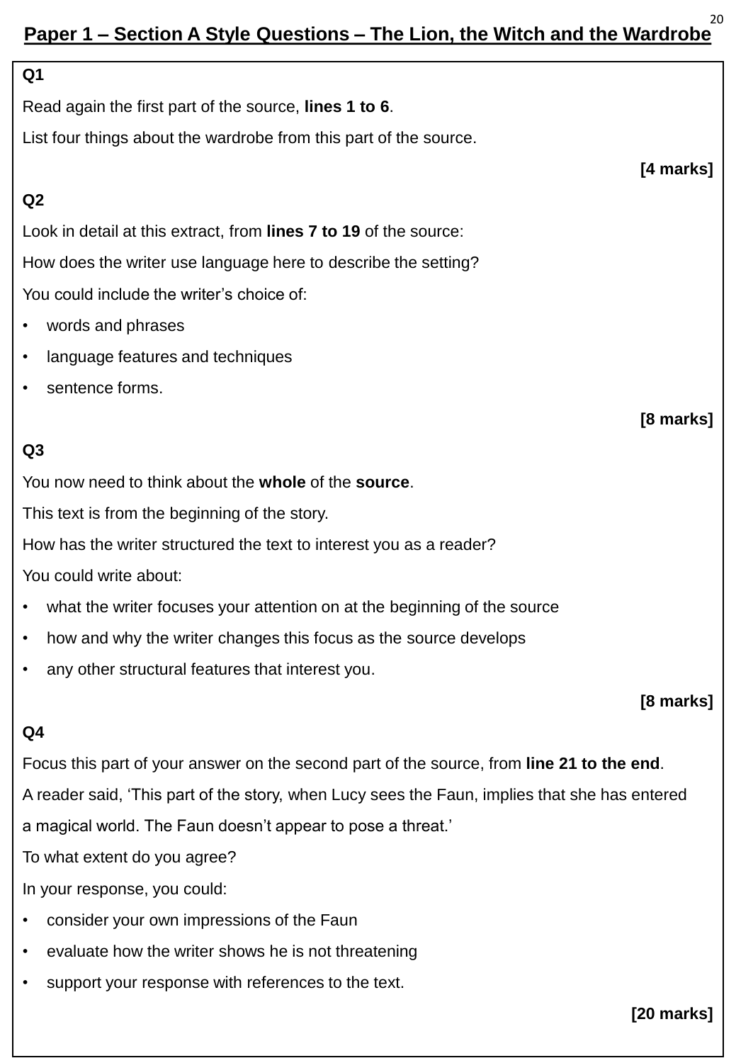# Paper 1 – Section A Style Questions – The Lion, the Witch and the Wardrobe

**Q1**

Read again the first part of the source, **lines 1 to 6**.

List four things about the wardrobe from this part of the source.

**[4 marks]**

**Q2**

Look in detail at this extract, from **lines 7 to 19** of the source:

How does the writer use language here to describe the setting?

You could include the writer's choice of:

- words and phrases
- language features and techniques
- sentence forms.

**[8 marks]**

**Q3**

You now need to think about the **whole** of the **source**.

This text is from the beginning of the story.

How has the writer structured the text to interest you as a reader?

You could write about:

- what the writer focuses your attention on at the beginning of the source
- how and why the writer changes this focus as the source develops
- any other structural features that interest you.

**[8 marks]**

**Q4**

Focus this part of your answer on the second part of the source, from **line 21 to the end**.

A reader said, 'This part of the story, when Lucy sees the Faun, implies that she has entered a magical world. The Faun doesn't appear to pose a threat.'

To what extent do you agree?

In your response, you could:

- consider your own impressions of the Faun
- evaluate how the writer shows he is not threatening
- support your response with references to the text.

**[20 marks]**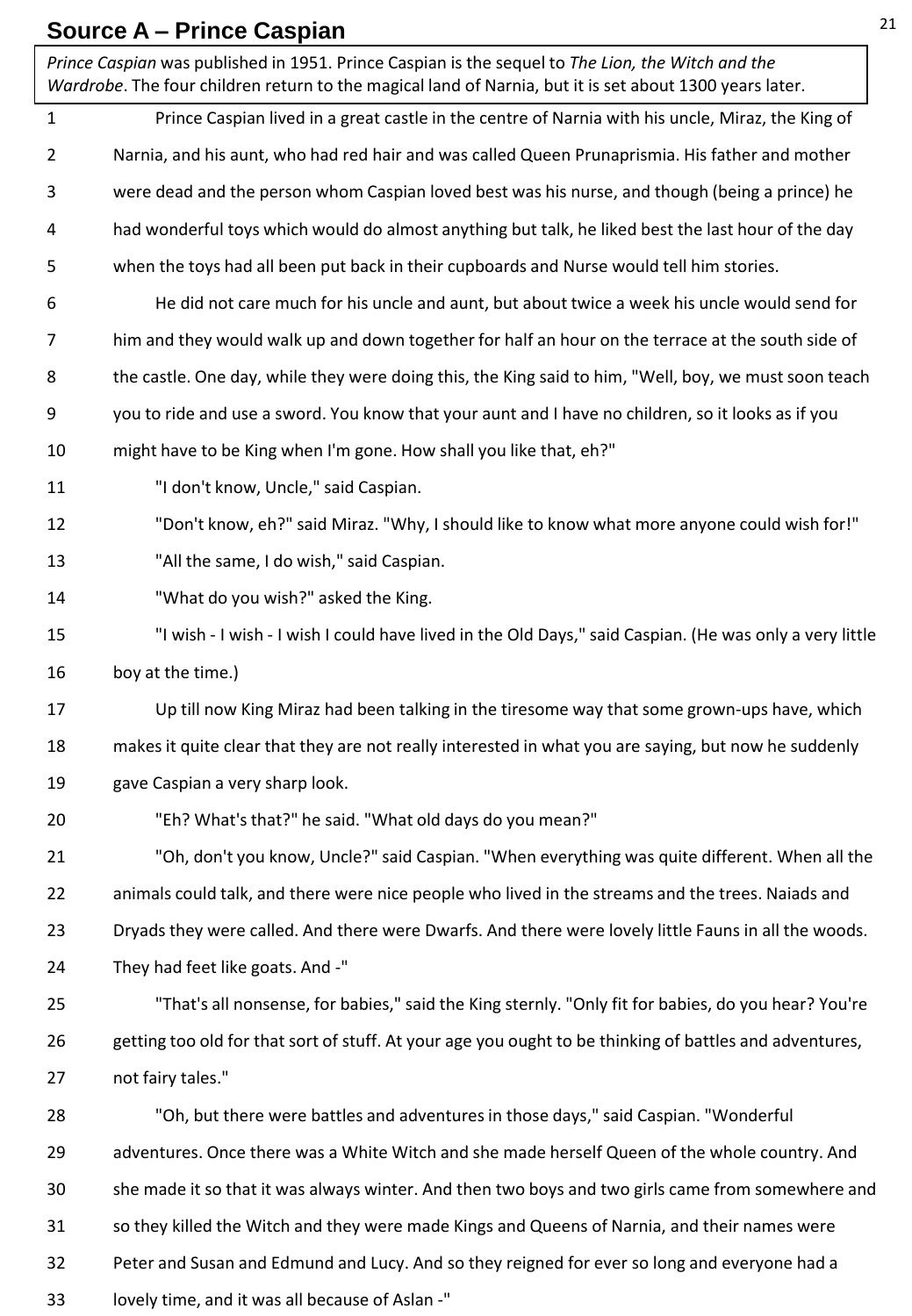## Source A – Prince Caspian

*Prince Caspian* was published in 1951. Prince Caspian is the sequel to *The Lion, the Witch and the Wardrobe*. The four children return to the magical land of Narnia, but it is set about 1300 years later.

1 Prince Caspian lived in a great castle in the centre of Narnia with his uncle, Miraz, the King of
2 Narnia, and his aunt, who had red hair and was called Queen Prunaprismia. His father and mother
3 were dead and the person whom Caspian loved best was his nurse, and though (being a prince) he
4 had wonderful toys which would do almost anything but talk, he liked best the last hour of the day
5 when the toys had all been put back in their cupboards and Nurse would tell him stories.
6 He did not care much for his uncle and aunt, but about twice a week his uncle would send for
7 him and they would walk up and down together for half an hour on the terrace at the south side of
8 the castle. One day, while they were doing this, the King said to him, "Well, boy, we must soon teach
9 you to ride and use a sword. You know that your aunt and I have no children, so it looks as if you
10 might have to be King when I'm gone. How shall you like that, eh?"
11 "I don't know, Uncle," said Caspian.
12 "Don't know, eh?" said Miraz. "Why, I should like to know what more anyone could wish for!"
13 "All the same, I do wish," said Caspian.
14 "What do you wish?" asked the King.
15 "I wish - I wish - I wish I could have lived in the Old Days," said Caspian. (He was only a very little
16 boy at the time.)
17 Up till now King Miraz had been talking in the tiresome way that some grown-ups have, which
18 makes it quite clear that they are not really interested in what you are saying, but now he suddenly
19 gave Caspian a very sharp look.
20 "Eh? What's that?" he said. "What old days do you mean?"
21 "Oh, don't you know, Uncle?" said Caspian. "When everything was quite different. When all the
22 animals could talk, and there were nice people who lived in the streams and the trees. Naiads and
23 Dryads they were called. And there were Dwarfs. And there were lovely little Fauns in all the woods.
24 They had feet like goats. And -"
25 "That's all nonsense, for babies," said the King sternly. "Only fit for babies, do you hear? You're
26 getting too old for that sort of stuff. At your age you ought to be thinking of battles and adventures,
27 not fairy tales."
28 "Oh, but there were battles and adventures in those days," said Caspian. "Wonderful
29 adventures. Once there was a White Witch and she made herself Queen of the whole country. And
30 she made it so that it was always winter. And then two boys and two girls came from somewhere and
31 so they killed the Witch and they were made Kings and Queens of Narnia, and their names were
32 Peter and Susan and Edmund and Lucy. And so they reigned for ever so long and everyone had a
33 lovely time, and it was all because of Aslan -"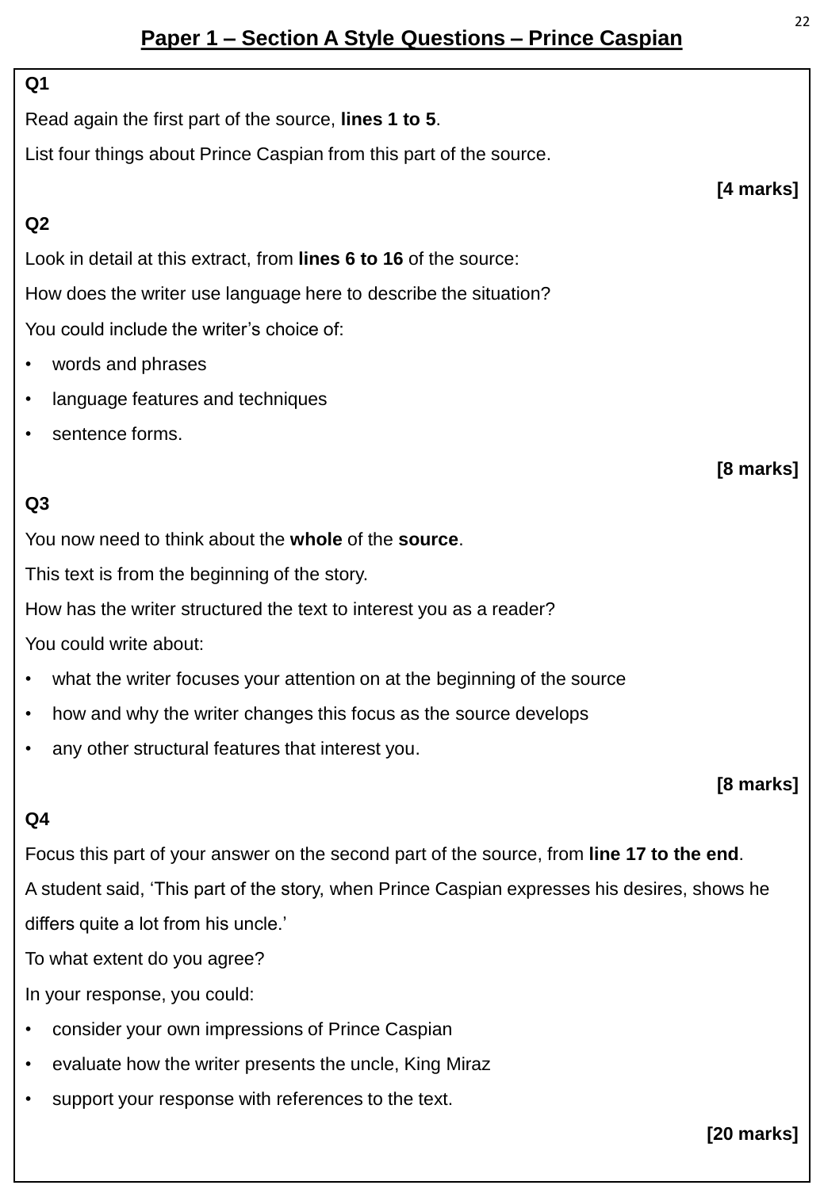# Paper 1 – Section A Style Questions – Prince Caspian

**Q1**

Read again the first part of the source, **lines 1 to 5**.

List four things about Prince Caspian from this part of the source.

**[4 marks]**

**Q2**

Look in detail at this extract, from **lines 6 to 16** of the source:

How does the writer use language here to describe the situation?

You could include the writer's choice of:

- words and phrases
- language features and techniques
- sentence forms.

**[8 marks]**

**Q3**

You now need to think about the **whole** of the **source**.

This text is from the beginning of the story.

How has the writer structured the text to interest you as a reader?

You could write about:

- what the writer focuses your attention on at the beginning of the source
- how and why the writer changes this focus as the source develops
- any other structural features that interest you.

**[8 marks]**

**Q4**

Focus this part of your answer on the second part of the source, from **line 17 to the end**.

A student said, 'This part of the story, when Prince Caspian expresses his desires, shows he differs quite a lot from his uncle.'

To what extent do you agree?

In your response, you could:

- consider your own impressions of Prince Caspian
- evaluate how the writer presents the uncle, King Miraz
- support your response with references to the text.

**[20 marks]**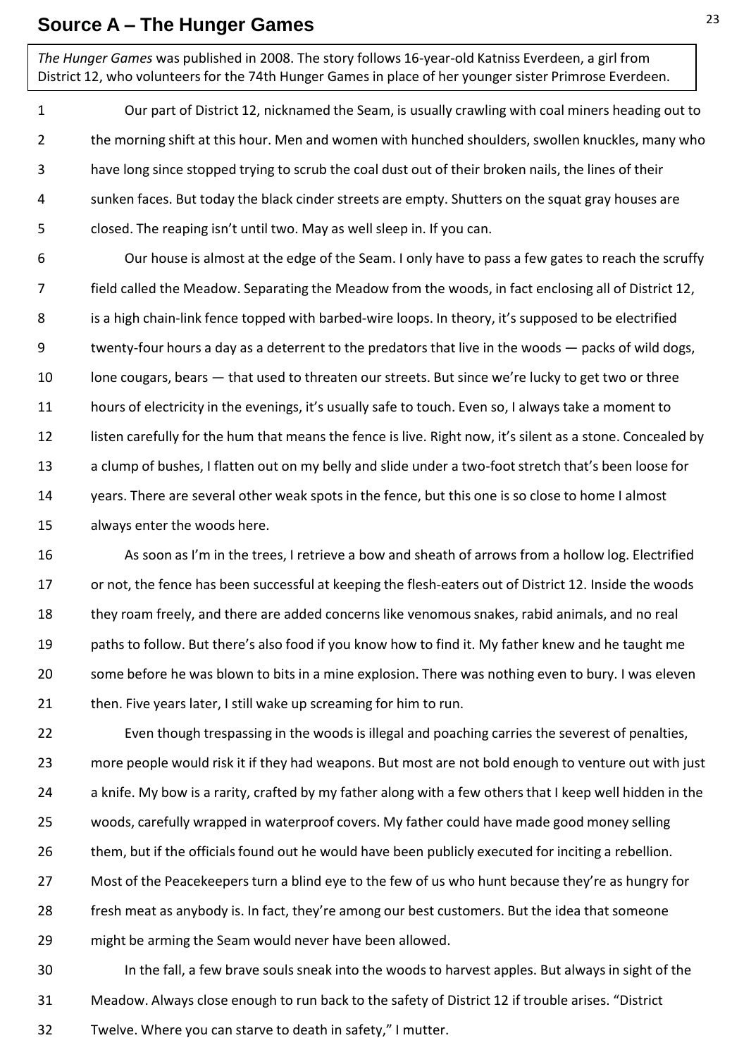## Source A – The Hunger Games

*The Hunger Games* was published in 2008. The story follows 16-year-old Katniss Everdeen, a girl from District 12, who volunteers for the 74th Hunger Games in place of her younger sister Primrose Everdeen.

1 Our part of District 12, nicknamed the Seam, is usually crawling with coal miners heading out to
2 the morning shift at this hour. Men and women with hunched shoulders, swollen knuckles, many who
3 have long since stopped trying to scrub the coal dust out of their broken nails, the lines of their
4 sunken faces. But today the black cinder streets are empty. Shutters on the squat gray houses are
5 closed. The reaping isn't until two. May as well sleep in. If you can.

6 Our house is almost at the edge of the Seam. I only have to pass a few gates to reach the scruffy
7 field called the Meadow. Separating the Meadow from the woods, in fact enclosing all of District 12,
8 is a high chain-link fence topped with barbed-wire loops. In theory, it's supposed to be electrified
9 twenty-four hours a day as a deterrent to the predators that live in the woods — packs of wild dogs,
10 lone cougars, bears — that used to threaten our streets. But since we're lucky to get two or three
11 hours of electricity in the evenings, it's usually safe to touch. Even so, I always take a moment to
12 listen carefully for the hum that means the fence is live. Right now, it's silent as a stone. Concealed by
13 a clump of bushes, I flatten out on my belly and slide under a two-foot stretch that's been loose for
14 years. There are several other weak spots in the fence, but this one is so close to home I almost
15 always enter the woods here.

16 As soon as I'm in the trees, I retrieve a bow and sheath of arrows from a hollow log. Electrified
17 or not, the fence has been successful at keeping the flesh-eaters out of District 12. Inside the woods
18 they roam freely, and there are added concerns like venomous snakes, rabid animals, and no real
19 paths to follow. But there's also food if you know how to find it. My father knew and he taught me
20 some before he was blown to bits in a mine explosion. There was nothing even to bury. I was eleven
21 then. Five years later, I still wake up screaming for him to run.

22 Even though trespassing in the woods is illegal and poaching carries the severest of penalties,
23 more people would risk it if they had weapons. But most are not bold enough to venture out with just
24 a knife. My bow is a rarity, crafted by my father along with a few others that I keep well hidden in the
25 woods, carefully wrapped in waterproof covers. My father could have made good money selling
26 them, but if the officials found out he would have been publicly executed for inciting a rebellion.
27 Most of the Peacekeepers turn a blind eye to the few of us who hunt because they're as hungry for
28 fresh meat as anybody is. In fact, they're among our best customers. But the idea that someone
29 might be arming the Seam would never have been allowed.

30 In the fall, a few brave souls sneak into the woods to harvest apples. But always in sight of the
31 Meadow. Always close enough to run back to the safety of District 12 if trouble arises. "District
32 Twelve. Where you can starve to death in safety," I mutter.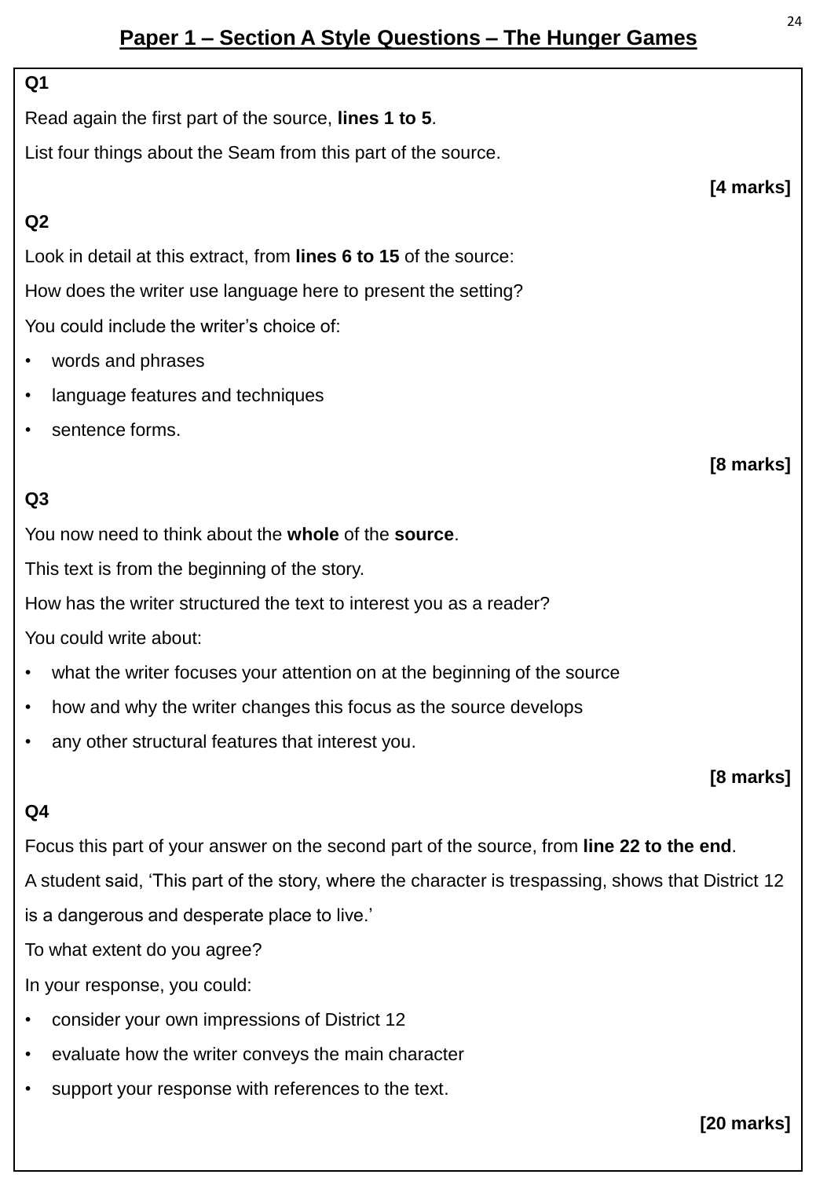# Paper 1 – Section A Style Questions – The Hunger Games

**Q1**

Read again the first part of the source, **lines 1 to 5**.

List four things about the Seam from this part of the source.

**[4 marks]**

**Q2**

Look in detail at this extract, from **lines 6 to 15** of the source:

How does the writer use language here to present the setting?

You could include the writer's choice of:

- words and phrases
- language features and techniques
- sentence forms.

**[8 marks]**

**Q3**

You now need to think about the **whole** of the **source**.

This text is from the beginning of the story.

How has the writer structured the text to interest you as a reader?

You could write about:

- what the writer focuses your attention on at the beginning of the source
- how and why the writer changes this focus as the source develops
- any other structural features that interest you.

**[8 marks]**

**Q4**

Focus this part of your answer on the second part of the source, from **line 22 to the end**.

A student said, 'This part of the story, where the character is trespassing, shows that District 12 is a dangerous and desperate place to live.'

To what extent do you agree?

In your response, you could:

- consider your own impressions of District 12
- evaluate how the writer conveys the main character
- support your response with references to the text.

**[20 marks]**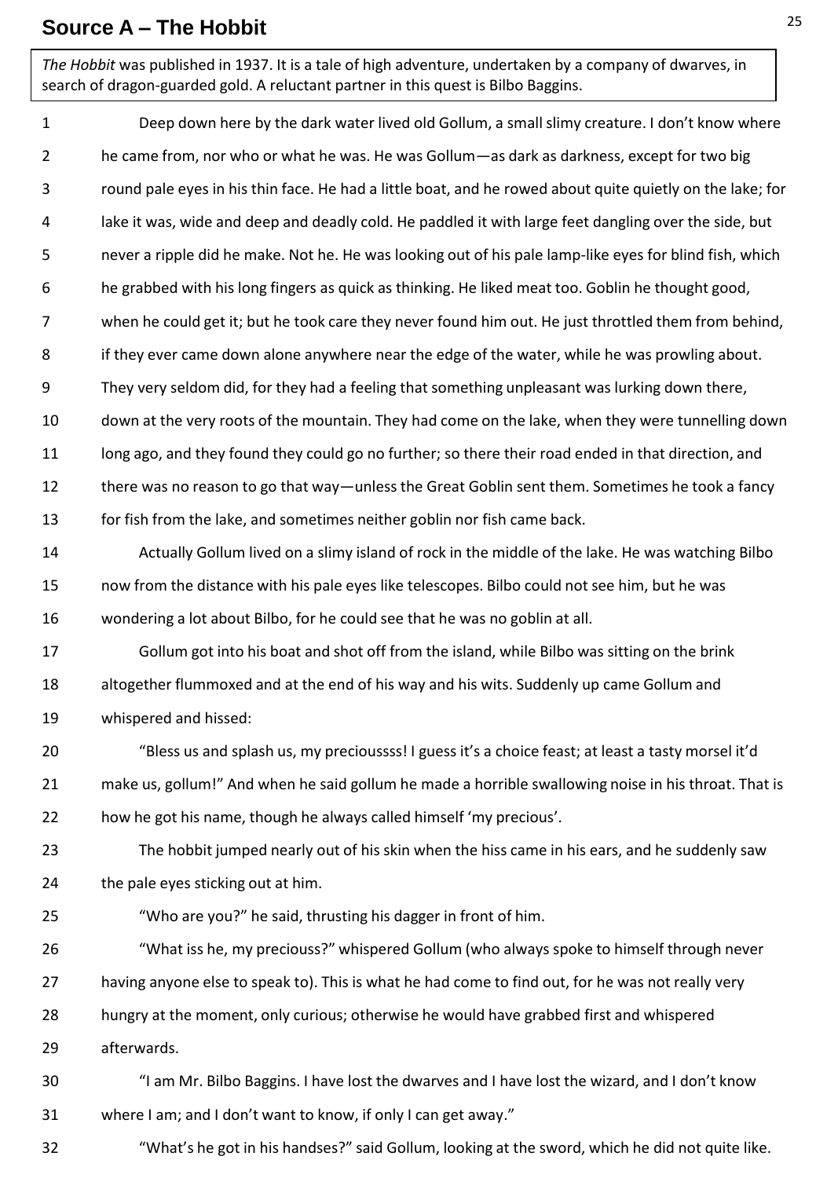## Source A – The Hobbit

*The Hobbit* was published in 1937. It is a tale of high adventure, undertaken by a company of dwarves, in search of dragon-guarded gold. A reluctant partner in this quest is Bilbo Baggins.

1 Deep down here by the dark water lived old Gollum, a small slimy creature. I don't know where
2 he came from, nor who or what he was. He was Gollum—as dark as darkness, except for two big
3 round pale eyes in his thin face. He had a little boat, and he rowed about quite quietly on the lake; for
4 lake it was, wide and deep and deadly cold. He paddled it with large feet dangling over the side, but
5 never a ripple did he make. Not he. He was looking out of his pale lamp-like eyes for blind fish, which
6 he grabbed with his long fingers as quick as thinking. He liked meat too. Goblin he thought good,
7 when he could get it; but he took care they never found him out. He just throttled them from behind,
8 if they ever came down alone anywhere near the edge of the water, while he was prowling about.
9 They very seldom did, for they had a feeling that something unpleasant was lurking down there,
10 down at the very roots of the mountain. They had come on the lake, when they were tunnelling down
11 long ago, and they found they could go no further; so there their road ended in that direction, and
12 there was no reason to go that way—unless the Great Goblin sent them. Sometimes he took a fancy
13 for fish from the lake, and sometimes neither goblin nor fish came back.

14 Actually Gollum lived on a slimy island of rock in the middle of the lake. He was watching Bilbo
15 now from the distance with his pale eyes like telescopes. Bilbo could not see him, but he was
16 wondering a lot about Bilbo, for he could see that he was no goblin at all.

17 Gollum got into his boat and shot off from the island, while Bilbo was sitting on the brink
18 altogether flummoxed and at the end of his way and his wits. Suddenly up came Gollum and
19 whispered and hissed:

20 "Bless us and splash us, my precioussss! I guess it's a choice feast; at least a tasty morsel it'd
21 make us, gollum!" And when he said gollum he made a horrible swallowing noise in his throat. That is
22 how he got his name, though he always called himself 'my precious'.

23 The hobbit jumped nearly out of his skin when the hiss came in his ears, and he suddenly saw
24 the pale eyes sticking out at him.

25 "Who are you?" he said, thrusting his dagger in front of him.

26 "What iss he, my preciouss?" whispered Gollum (who always spoke to himself through never
27 having anyone else to speak to). This is what he had come to find out, for he was not really very
28 hungry at the moment, only curious; otherwise he would have grabbed first and whispered
29 afterwards.

30 "I am Mr. Bilbo Baggins. I have lost the dwarves and I have lost the wizard, and I don't know
31 where I am; and I don't want to know, if only I can get away."

32 "What's he got in his handses?" said Gollum, looking at the sword, which he did not quite like.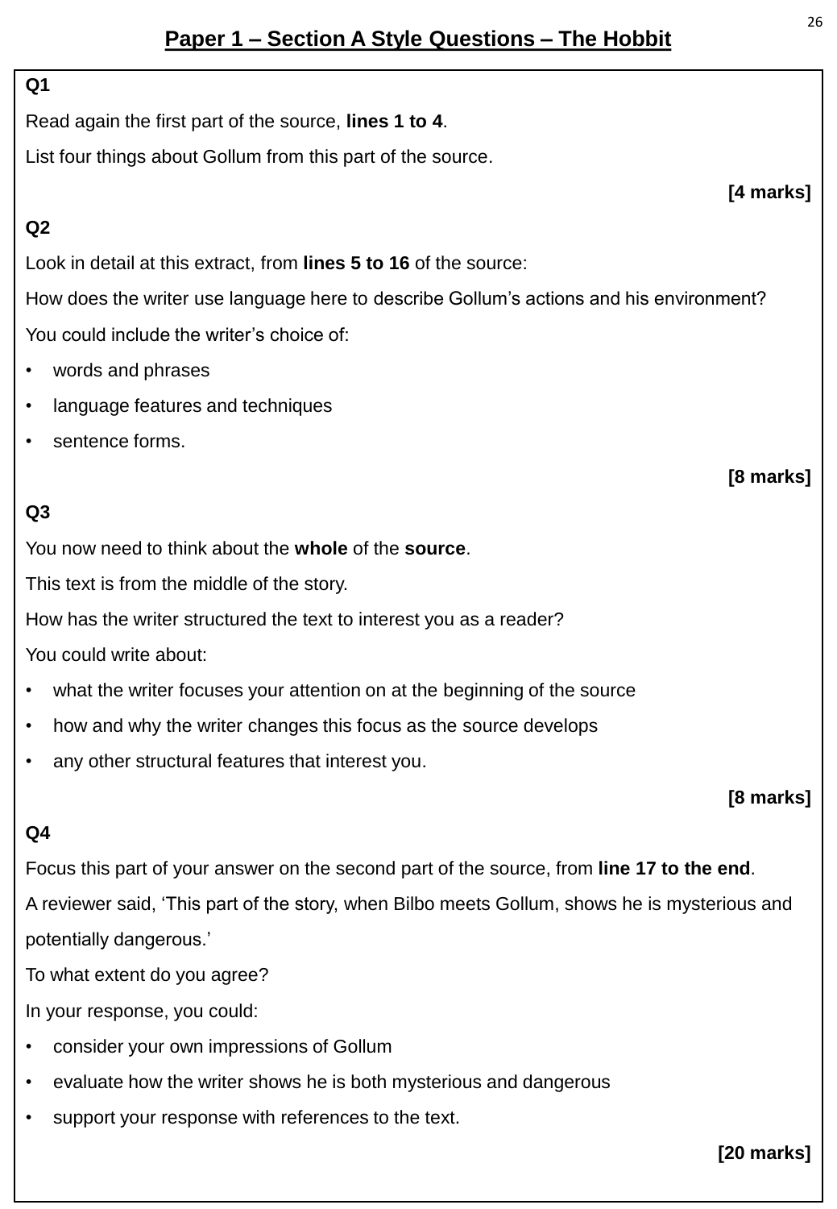## Paper 1 – Section A Style Questions – The Hobbit

**Q1**

Read again the first part of the source, **lines 1 to 4**.

List four things about Gollum from this part of the source.

**[4 marks]**

**Q2**

Look in detail at this extract, from **lines 5 to 16** of the source:

How does the writer use language here to describe Gollum's actions and his environment?

You could include the writer's choice of:

- words and phrases
- language features and techniques
- sentence forms.

**[8 marks]**

**Q3**

You now need to think about the **whole** of the **source**.

This text is from the middle of the story.

How has the writer structured the text to interest you as a reader?

You could write about:

- what the writer focuses your attention on at the beginning of the source
- how and why the writer changes this focus as the source develops
- any other structural features that interest you.

**[8 marks]**

**Q4**

Focus this part of your answer on the second part of the source, from **line 17 to the end**.

A reviewer said, 'This part of the story, when Bilbo meets Gollum, shows he is mysterious and potentially dangerous.'

To what extent do you agree?

In your response, you could:

- consider your own impressions of Gollum
- evaluate how the writer shows he is both mysterious and dangerous
- support your response with references to the text.

**[20 marks]**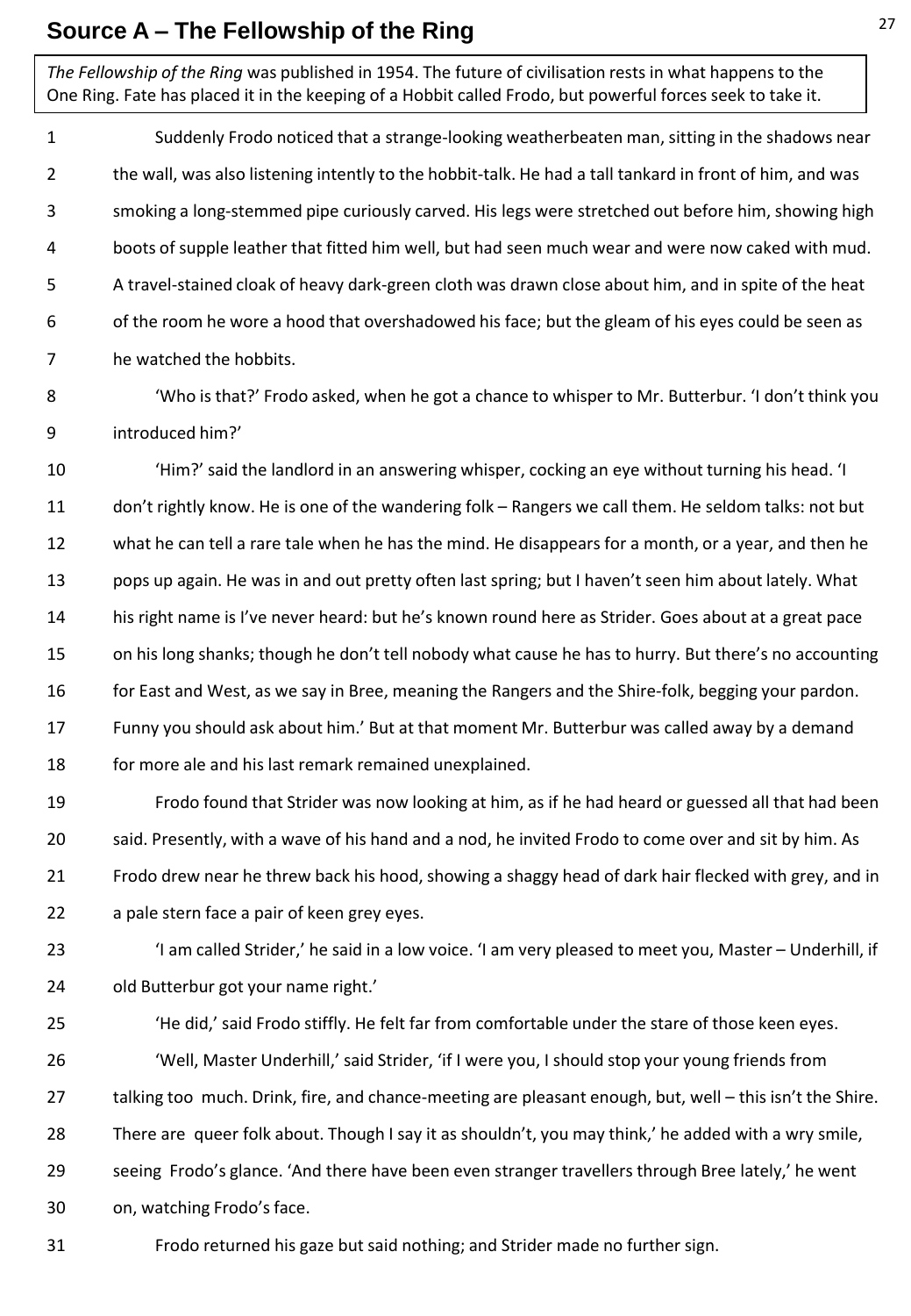# Source A – The Fellowship of the Ring

*The Fellowship of the Ring* was published in 1954. The future of civilisation rests in what happens to the One Ring. Fate has placed it in the keeping of a Hobbit called Frodo, but powerful forces seek to take it.

1 Suddenly Frodo noticed that a strange-looking weatherbeaten man, sitting in the shadows near
2 the wall, was also listening intently to the hobbit-talk. He had a tall tankard in front of him, and was
3 smoking a long-stemmed pipe curiously carved. His legs were stretched out before him, showing high
4 boots of supple leather that fitted him well, but had seen much wear and were now caked with mud.
5 A travel-stained cloak of heavy dark-green cloth was drawn close about him, and in spite of the heat
6 of the room he wore a hood that overshadowed his face; but the gleam of his eyes could be seen as
7 he watched the hobbits.

8 'Who is that?' Frodo asked, when he got a chance to whisper to Mr. Butterbur. 'I don't think you
9 introduced him?'

10 'Him?' said the landlord in an answering whisper, cocking an eye without turning his head. 'I
11 don't rightly know. He is one of the wandering folk – Rangers we call them. He seldom talks: not but
12 what he can tell a rare tale when he has the mind. He disappears for a month, or a year, and then he
13 pops up again. He was in and out pretty often last spring; but I haven't seen him about lately. What
14 his right name is I've never heard: but he's known round here as Strider. Goes about at a great pace
15 on his long shanks; though he don't tell nobody what cause he has to hurry. But there's no accounting
16 for East and West, as we say in Bree, meaning the Rangers and the Shire-folk, begging your pardon.
17 Funny you should ask about him.' But at that moment Mr. Butterbur was called away by a demand
18 for more ale and his last remark remained unexplained.

19 Frodo found that Strider was now looking at him, as if he had heard or guessed all that had been
20 said. Presently, with a wave of his hand and a nod, he invited Frodo to come over and sit by him. As
21 Frodo drew near he threw back his hood, showing a shaggy head of dark hair flecked with grey, and in
22 a pale stern face a pair of keen grey eyes.

23 'I am called Strider,' he said in a low voice. 'I am very pleased to meet you, Master – Underhill, if
24 old Butterbur got your name right.'

25 'He did,' said Frodo stiffly. He felt far from comfortable under the stare of those keen eyes.

26 'Well, Master Underhill,' said Strider, 'if I were you, I should stop your young friends from
27 talking too much. Drink, fire, and chance-meeting are pleasant enough, but, well – this isn't the Shire.
28 There are queer folk about. Though I say it as shouldn't, you may think,' he added with a wry smile,
29 seeing Frodo's glance. 'And there have been even stranger travellers through Bree lately,' he went
30 on, watching Frodo's face.

31 Frodo returned his gaze but said nothing; and Strider made no further sign.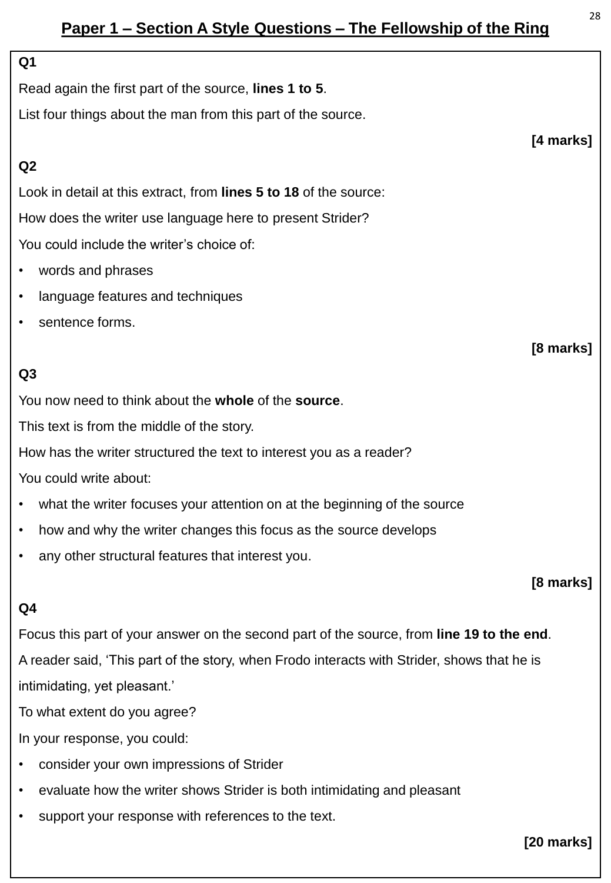## Paper 1 – Section A Style Questions – The Fellowship of the Ring

**Q1**

Read again the first part of the source, **lines 1 to 5**.

List four things about the man from this part of the source.

**[4 marks]**

**Q2**

Look in detail at this extract, from **lines 5 to 18** of the source:

How does the writer use language here to present Strider?

You could include the writer's choice of:

- words and phrases
- language features and techniques
- sentence forms.

**[8 marks]**

**Q3**

You now need to think about the **whole** of the **source**.

This text is from the middle of the story.

How has the writer structured the text to interest you as a reader?

You could write about:

- what the writer focuses your attention on at the beginning of the source
- how and why the writer changes this focus as the source develops
- any other structural features that interest you.

**[8 marks]**

**Q4**

Focus this part of your answer on the second part of the source, from **line 19 to the end**.

A reader said, 'This part of the story, when Frodo interacts with Strider, shows that he is intimidating, yet pleasant.'

To what extent do you agree?

In your response, you could:

- consider your own impressions of Strider
- evaluate how the writer shows Strider is both intimidating and pleasant
- support your response with references to the text.

**[20 marks]**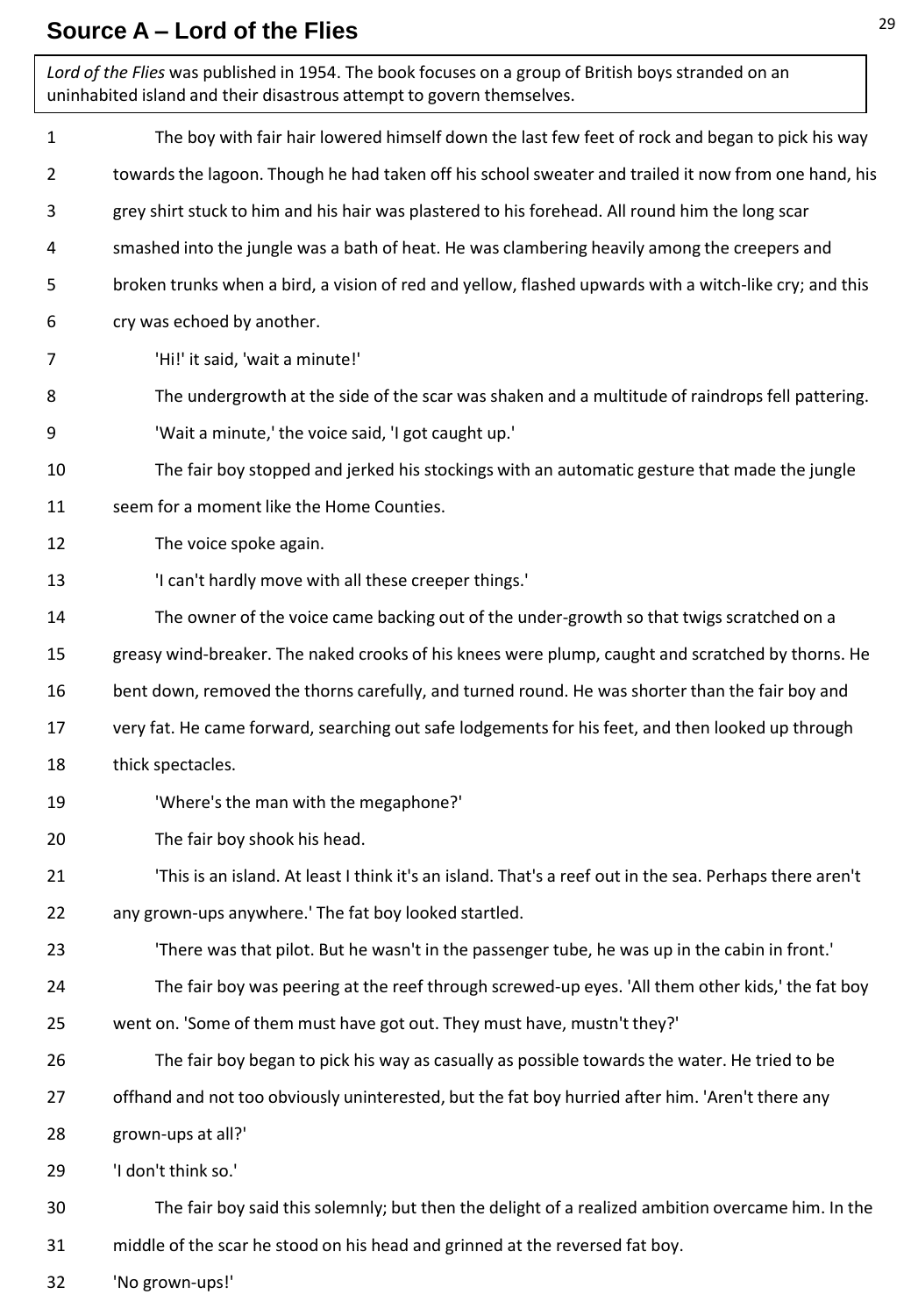# Source A – Lord of the Flies

*Lord of the Flies* was published in 1954. The book focuses on a group of British boys stranded on an uninhabited island and their disastrous attempt to govern themselves.

1 The boy with fair hair lowered himself down the last few feet of rock and began to pick his way
2 towards the lagoon. Though he had taken off his school sweater and trailed it now from one hand, his
3 grey shirt stuck to him and his hair was plastered to his forehead. All round him the long scar
4 smashed into the jungle was a bath of heat. He was clambering heavily among the creepers and
5 broken trunks when a bird, a vision of red and yellow, flashed upwards with a witch-like cry; and this
6 cry was echoed by another.
7 'Hi!' it said, 'wait a minute!'
8 The undergrowth at the side of the scar was shaken and a multitude of raindrops fell pattering.
9 'Wait a minute,' the voice said, 'I got caught up.'
10 The fair boy stopped and jerked his stockings with an automatic gesture that made the jungle
11 seem for a moment like the Home Counties.
12 The voice spoke again.
13 'I can't hardly move with all these creeper things.'
14 The owner of the voice came backing out of the under-growth so that twigs scratched on a
15 greasy wind-breaker. The naked crooks of his knees were plump, caught and scratched by thorns. He
16 bent down, removed the thorns carefully, and turned round. He was shorter than the fair boy and
17 very fat. He came forward, searching out safe lodgements for his feet, and then looked up through
18 thick spectacles.
19 'Where's the man with the megaphone?'
20 The fair boy shook his head.
21 'This is an island. At least I think it's an island. That's a reef out in the sea. Perhaps there aren't
22 any grown-ups anywhere.' The fat boy looked startled.
23 'There was that pilot. But he wasn't in the passenger tube, he was up in the cabin in front.'
24 The fair boy was peering at the reef through screwed-up eyes. 'All them other kids,' the fat boy
25 went on. 'Some of them must have got out. They must have, mustn't they?'
26 The fair boy began to pick his way as casually as possible towards the water. He tried to be
27 offhand and not too obviously uninterested, but the fat boy hurried after him. 'Aren't there any
28 grown-ups at all?'
29 'I don't think so.'
30 The fair boy said this solemnly; but then the delight of a realized ambition overcame him. In the
31 middle of the scar he stood on his head and grinned at the reversed fat boy.
32 'No grown-ups!'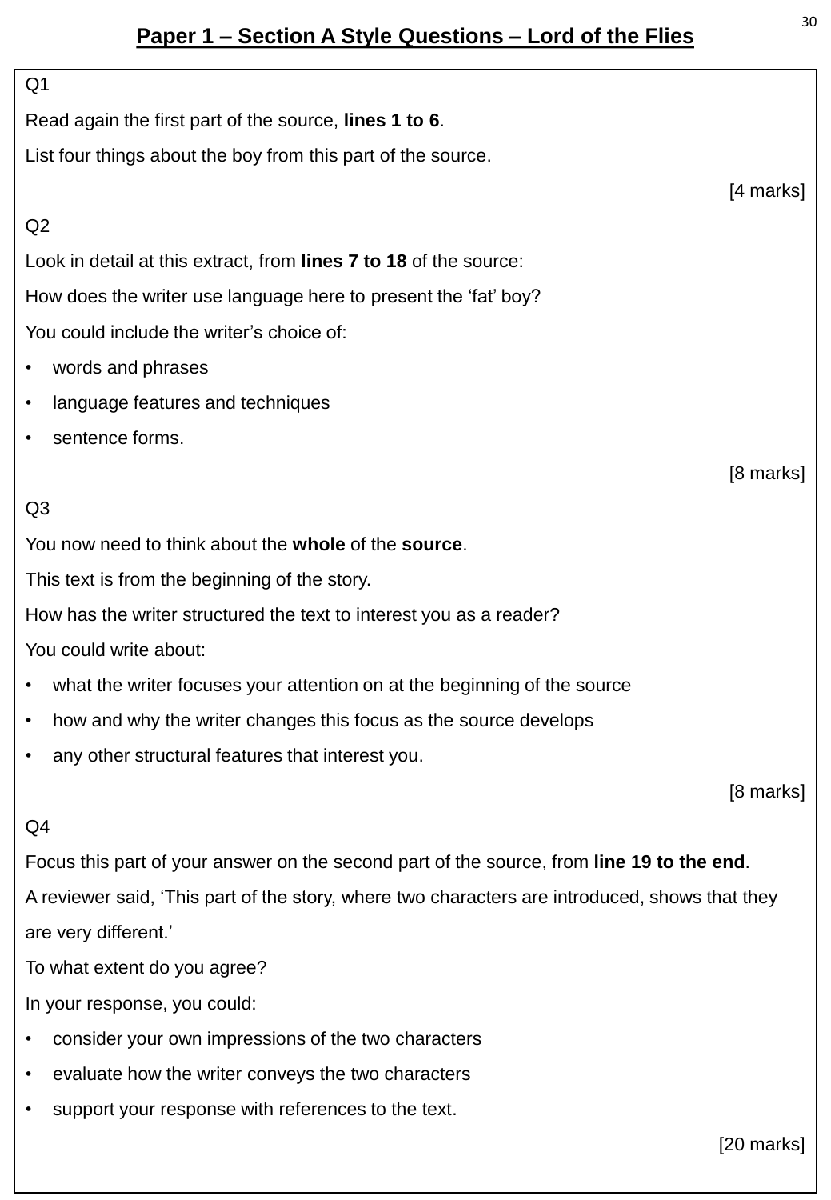# Paper 1 – Section A Style Questions – Lord of the Flies

Q1

Read again the first part of the source, **lines 1 to 6**.

List four things about the boy from this part of the source.

[4 marks]

Q2

Look in detail at this extract, from **lines 7 to 18** of the source:

How does the writer use language here to present the 'fat' boy?

You could include the writer's choice of:

- words and phrases
- language features and techniques
- sentence forms.

[8 marks]

Q3

You now need to think about the **whole** of the **source**.

This text is from the beginning of the story.

How has the writer structured the text to interest you as a reader?

You could write about:

- what the writer focuses your attention on at the beginning of the source
- how and why the writer changes this focus as the source develops
- any other structural features that interest you.

[8 marks]

Q4

Focus this part of your answer on the second part of the source, from **line 19 to the end**.

A reviewer said, 'This part of the story, where two characters are introduced, shows that they are very different.'

To what extent do you agree?

In your response, you could:

- consider your own impressions of the two characters
- evaluate how the writer conveys the two characters
- support your response with references to the text.

[20 marks]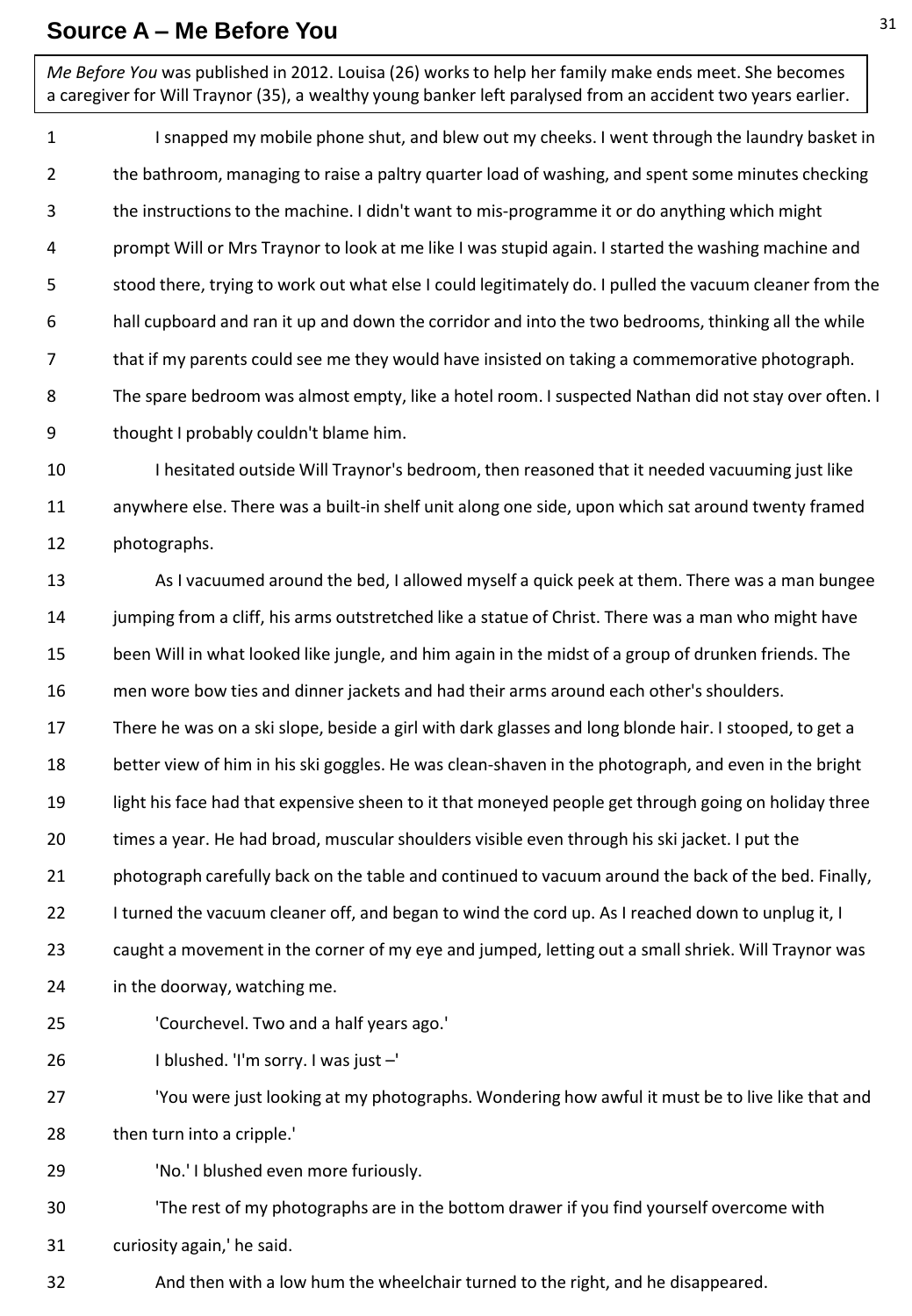# Source A – Me Before You

*Me Before You* was published in 2012. Louisa (26) works to help her family make ends meet. She becomes a caregiver for Will Traynor (35), a wealthy young banker left paralysed from an accident two years earlier.

1 I snapped my mobile phone shut, and blew out my cheeks. I went through the laundry basket in
2 the bathroom, managing to raise a paltry quarter load of washing, and spent some minutes checking
3 the instructions to the machine. I didn't want to mis-programme it or do anything which might
4 prompt Will or Mrs Traynor to look at me like I was stupid again. I started the washing machine and
5 stood there, trying to work out what else I could legitimately do. I pulled the vacuum cleaner from the
6 hall cupboard and ran it up and down the corridor and into the two bedrooms, thinking all the while
7 that if my parents could see me they would have insisted on taking a commemorative photograph.
8 The spare bedroom was almost empty, like a hotel room. I suspected Nathan did not stay over often. I
9 thought I probably couldn't blame him.

10 I hesitated outside Will Traynor's bedroom, then reasoned that it needed vacuuming just like
11 anywhere else. There was a built-in shelf unit along one side, upon which sat around twenty framed
12 photographs.

13 As I vacuumed around the bed, I allowed myself a quick peek at them. There was a man bungee
14 jumping from a cliff, his arms outstretched like a statue of Christ. There was a man who might have
15 been Will in what looked like jungle, and him again in the midst of a group of drunken friends. The
16 men wore bow ties and dinner jackets and had their arms around each other's shoulders.
17 There he was on a ski slope, beside a girl with dark glasses and long blonde hair. I stooped, to get a
18 better view of him in his ski goggles. He was clean-shaven in the photograph, and even in the bright
19 light his face had that expensive sheen to it that moneyed people get through going on holiday three
20 times a year. He had broad, muscular shoulders visible even through his ski jacket. I put the
21 photograph carefully back on the table and continued to vacuum around the back of the bed. Finally,
22 I turned the vacuum cleaner off, and began to wind the cord up. As I reached down to unplug it, I
23 caught a movement in the corner of my eye and jumped, letting out a small shriek. Will Traynor was
24 in the doorway, watching me.

25 'Courchevel. Two and a half years ago.'

26 I blushed. 'I'm sorry. I was just –'

27 'You were just looking at my photographs. Wondering how awful it must be to live like that and
28 then turn into a cripple.'

29 'No.' I blushed even more furiously.

30 'The rest of my photographs are in the bottom drawer if you find yourself overcome with
31 curiosity again,' he said.

32 And then with a low hum the wheelchair turned to the right, and he disappeared.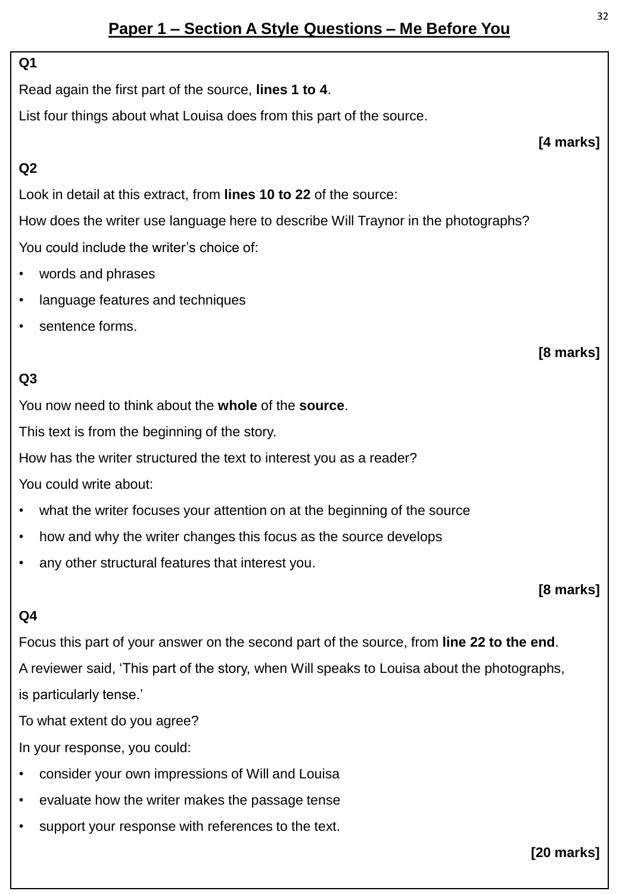## Paper 1 – Section A Style Questions – Me Before You

**Q1**

Read again the first part of the source, **lines 1 to 4**.

List four things about what Louisa does from this part of the source.

**[4 marks]**

**Q2**

Look in detail at this extract, from **lines 10 to 22** of the source:

How does the writer use language here to describe Will Traynor in the photographs?

You could include the writer's choice of:

- words and phrases
- language features and techniques
- sentence forms.

**[8 marks]**

**Q3**

You now need to think about the **whole** of the **source**.

This text is from the beginning of the story.

How has the writer structured the text to interest you as a reader?

You could write about:

- what the writer focuses your attention on at the beginning of the source
- how and why the writer changes this focus as the source develops
- any other structural features that interest you.

**[8 marks]**

**Q4**

Focus this part of your answer on the second part of the source, from **line 22 to the end**.

A reviewer said, 'This part of the story, when Will speaks to Louisa about the photographs, is particularly tense.'

To what extent do you agree?

In your response, you could:

- consider your own impressions of Will and Louisa
- evaluate how the writer makes the passage tense
- support your response with references to the text.

**[20 marks]**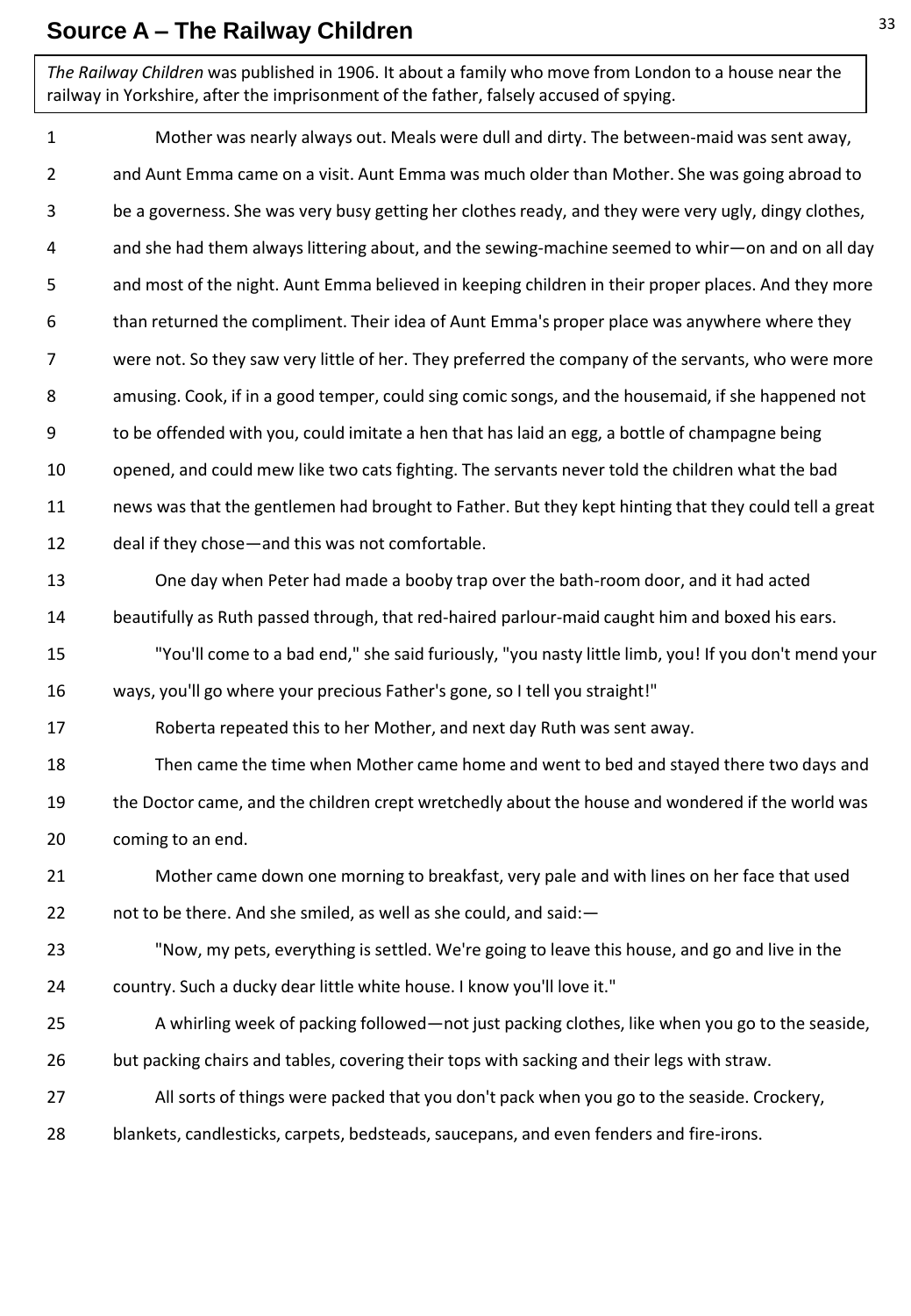## Source A – The Railway Children

*The Railway Children* was published in 1906. It about a family who move from London to a house near the railway in Yorkshire, after the imprisonment of the father, falsely accused of spying.

1 Mother was nearly always out. Meals were dull and dirty. The between-maid was sent away,
2 and Aunt Emma came on a visit. Aunt Emma was much older than Mother. She was going abroad to
3 be a governess. She was very busy getting her clothes ready, and they were very ugly, dingy clothes,
4 and she had them always littering about, and the sewing-machine seemed to whir—on and on all day
5 and most of the night. Aunt Emma believed in keeping children in their proper places. And they more
6 than returned the compliment. Their idea of Aunt Emma's proper place was anywhere where they
7 were not. So they saw very little of her. They preferred the company of the servants, who were more
8 amusing. Cook, if in a good temper, could sing comic songs, and the housemaid, if she happened not
9 to be offended with you, could imitate a hen that has laid an egg, a bottle of champagne being
10 opened, and could mew like two cats fighting. The servants never told the children what the bad
11 news was that the gentlemen had brought to Father. But they kept hinting that they could tell a great
12 deal if they chose—and this was not comfortable.
13 One day when Peter had made a booby trap over the bath-room door, and it had acted
14 beautifully as Ruth passed through, that red-haired parlour-maid caught him and boxed his ears.
15 "You'll come to a bad end," she said furiously, "you nasty little limb, you! If you don't mend your
16 ways, you'll go where your precious Father's gone, so I tell you straight!"
17 Roberta repeated this to her Mother, and next day Ruth was sent away.
18 Then came the time when Mother came home and went to bed and stayed there two days and
19 the Doctor came, and the children crept wretchedly about the house and wondered if the world was
20 coming to an end.
21 Mother came down one morning to breakfast, very pale and with lines on her face that used
22 not to be there. And she smiled, as well as she could, and said:—
23 "Now, my pets, everything is settled. We're going to leave this house, and go and live in the
24 country. Such a ducky dear little white house. I know you'll love it."
25 A whirling week of packing followed—not just packing clothes, like when you go to the seaside,
26 but packing chairs and tables, covering their tops with sacking and their legs with straw.
27 All sorts of things were packed that you don't pack when you go to the seaside. Crockery,
28 blankets, candlesticks, carpets, bedsteads, saucepans, and even fenders and fire-irons.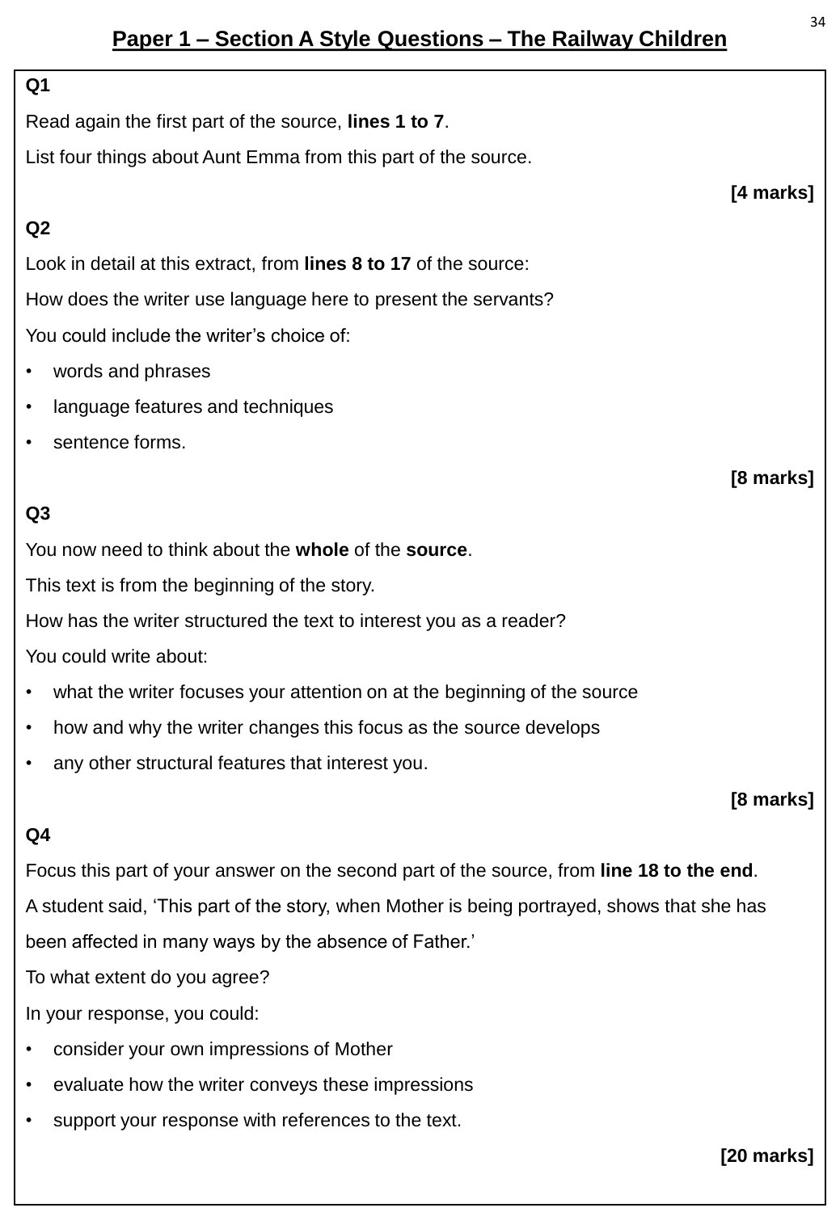## Paper 1 – Section A Style Questions – The Railway Children

**Q1**

Read again the first part of the source, **lines 1 to 7**.

List four things about Aunt Emma from this part of the source.

**[4 marks]**

**Q2**

Look in detail at this extract, from **lines 8 to 17** of the source:

How does the writer use language here to present the servants?

You could include the writer's choice of:

- words and phrases
- language features and techniques
- sentence forms.

**[8 marks]**

**Q3**

You now need to think about the **whole** of the **source**.

This text is from the beginning of the story.

How has the writer structured the text to interest you as a reader?

You could write about:

- what the writer focuses your attention on at the beginning of the source
- how and why the writer changes this focus as the source develops
- any other structural features that interest you.

**[8 marks]**

**Q4**

Focus this part of your answer on the second part of the source, from **line 18 to the end**.

A student said, 'This part of the story, when Mother is being portrayed, shows that she has been affected in many ways by the absence of Father.'

To what extent do you agree?

In your response, you could:

- consider your own impressions of Mother
- evaluate how the writer conveys these impressions
- support your response with references to the text.

**[20 marks]**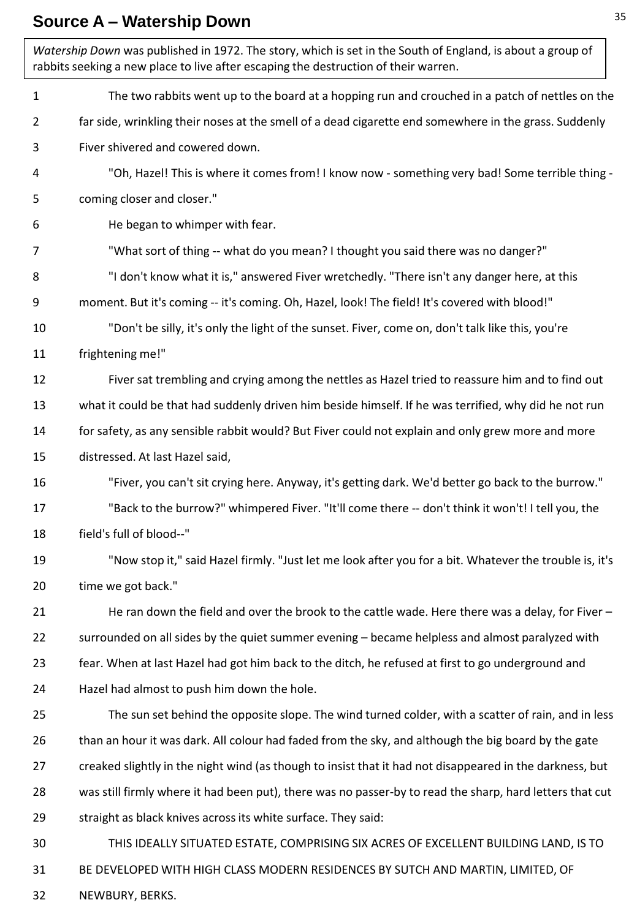## Source A – Watership Down

*Watership Down* was published in 1972. The story, which is set in the South of England, is about a group of rabbits seeking a new place to live after escaping the destruction of their warren.

1 The two rabbits went up to the board at a hopping run and crouched in a patch of nettles on the
2 far side, wrinkling their noses at the smell of a dead cigarette end somewhere in the grass. Suddenly
3 Fiver shivered and cowered down.

4 "Oh, Hazel! This is where it comes from! I know now - something very bad! Some terrible thing -
5 coming closer and closer."

6 He began to whimper with fear.

7 "What sort of thing -- what do you mean? I thought you said there was no danger?"

8 "I don't know what it is," answered Fiver wretchedly. "There isn't any danger here, at this
9 moment. But it's coming -- it's coming. Oh, Hazel, look! The field! It's covered with blood!"

10 "Don't be silly, it's only the light of the sunset. Fiver, come on, don't talk like this, you're
11 frightening me!"

12 Fiver sat trembling and crying among the nettles as Hazel tried to reassure him and to find out
13 what it could be that had suddenly driven him beside himself. If he was terrified, why did he not run
14 for safety, as any sensible rabbit would? But Fiver could not explain and only grew more and more
15 distressed. At last Hazel said,

16 "Fiver, you can't sit crying here. Anyway, it's getting dark. We'd better go back to the burrow."

17 "Back to the burrow?" whimpered Fiver. "It'll come there -- don't think it won't! I tell you, the
18 field's full of blood--"

19 "Now stop it," said Hazel firmly. "Just let me look after you for a bit. Whatever the trouble is, it's
20 time we got back."

21 He ran down the field and over the brook to the cattle wade. Here there was a delay, for Fiver –
22 surrounded on all sides by the quiet summer evening – became helpless and almost paralyzed with
23 fear. When at last Hazel had got him back to the ditch, he refused at first to go underground and
24 Hazel had almost to push him down the hole.

25 The sun set behind the opposite slope. The wind turned colder, with a scatter of rain, and in less
26 than an hour it was dark. All colour had faded from the sky, and although the big board by the gate
27 creaked slightly in the night wind (as though to insist that it had not disappeared in the darkness, but
28 was still firmly where it had been put), there was no passer-by to read the sharp, hard letters that cut
29 straight as black knives across its white surface. They said:

30 THIS IDEALLY SITUATED ESTATE, COMPRISING SIX ACRES OF EXCELLENT BUILDING LAND, IS TO
31 BE DEVELOPED WITH HIGH CLASS MODERN RESIDENCES BY SUTCH AND MARTIN, LIMITED, OF
32 NEWBURY, BERKS.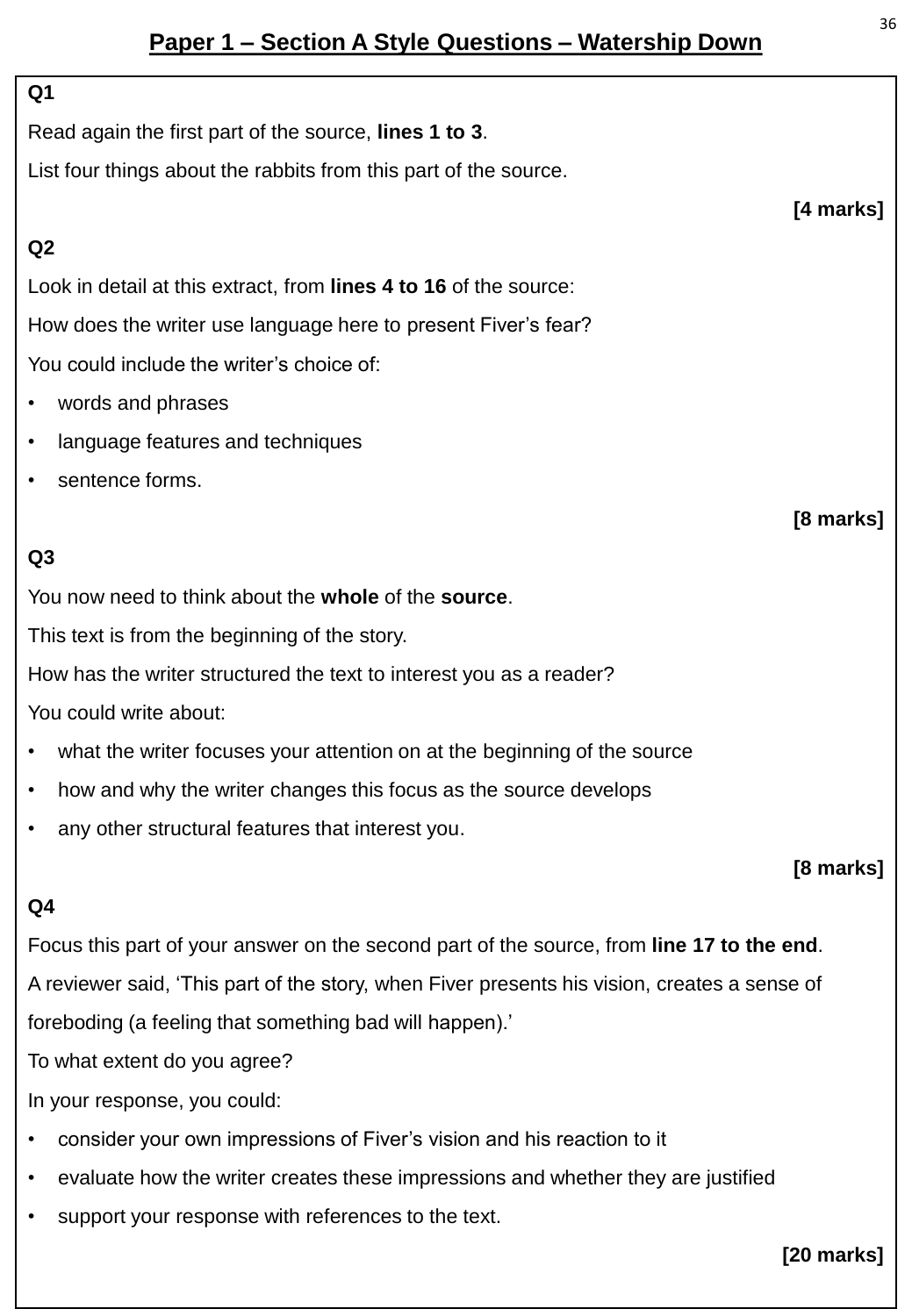# Paper 1 – Section A Style Questions – Watership Down

**Q1**

Read again the first part of the source, **lines 1 to 3**.

List four things about the rabbits from this part of the source.

**[4 marks]**

**Q2**

Look in detail at this extract, from **lines 4 to 16** of the source:

How does the writer use language here to present Fiver's fear?

You could include the writer's choice of:

- words and phrases
- language features and techniques
- sentence forms.

**[8 marks]**

**Q3**

You now need to think about the **whole** of the **source**.

This text is from the beginning of the story.

How has the writer structured the text to interest you as a reader?

You could write about:

- what the writer focuses your attention on at the beginning of the source
- how and why the writer changes this focus as the source develops
- any other structural features that interest you.

**[8 marks]**

**Q4**

Focus this part of your answer on the second part of the source, from **line 17 to the end**.

A reviewer said, 'This part of the story, when Fiver presents his vision, creates a sense of foreboding (a feeling that something bad will happen).'

To what extent do you agree?

In your response, you could:

- consider your own impressions of Fiver's vision and his reaction to it
- evaluate how the writer creates these impressions and whether they are justified
- support your response with references to the text.

**[20 marks]**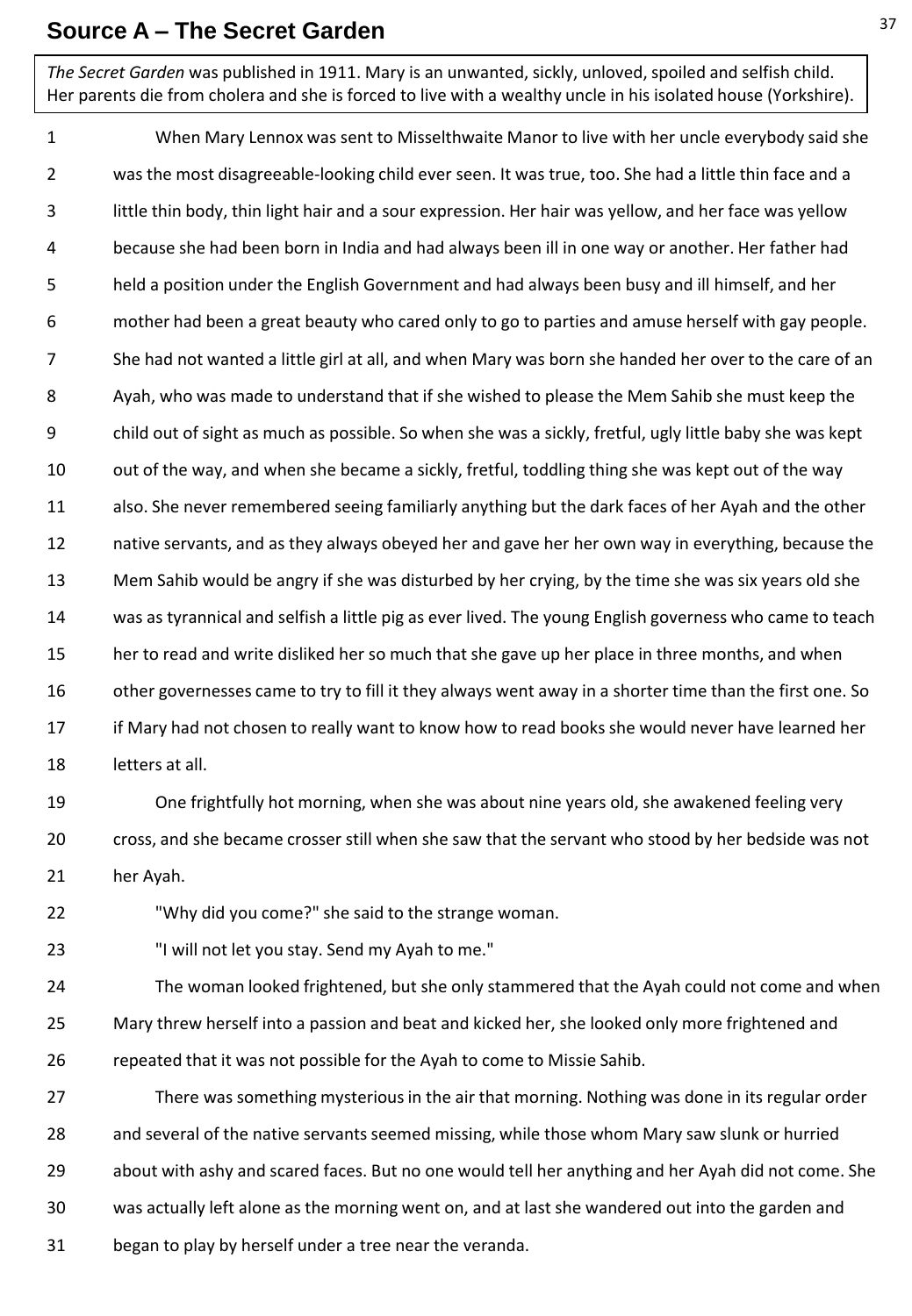# Source A – The Secret Garden

*The Secret Garden* was published in 1911. Mary is an unwanted, sickly, unloved, spoiled and selfish child. Her parents die from cholera and she is forced to live with a wealthy uncle in his isolated house (Yorkshire).

1 When Mary Lennox was sent to Misselthwaite Manor to live with her uncle everybody said she
2 was the most disagreeable-looking child ever seen. It was true, too. She had a little thin face and a
3 little thin body, thin light hair and a sour expression. Her hair was yellow, and her face was yellow
4 because she had been born in India and had always been ill in one way or another. Her father had
5 held a position under the English Government and had always been busy and ill himself, and her
6 mother had been a great beauty who cared only to go to parties and amuse herself with gay people.
7 She had not wanted a little girl at all, and when Mary was born she handed her over to the care of an
8 Ayah, who was made to understand that if she wished to please the Mem Sahib she must keep the
9 child out of sight as much as possible. So when she was a sickly, fretful, ugly little baby she was kept
10 out of the way, and when she became a sickly, fretful, toddling thing she was kept out of the way
11 also. She never remembered seeing familiarly anything but the dark faces of her Ayah and the other
12 native servants, and as they always obeyed her and gave her her own way in everything, because the
13 Mem Sahib would be angry if she was disturbed by her crying, by the time she was six years old she
14 was as tyrannical and selfish a little pig as ever lived. The young English governess who came to teach
15 her to read and write disliked her so much that she gave up her place in three months, and when
16 other governesses came to try to fill it they always went away in a shorter time than the first one. So
17 if Mary had not chosen to really want to know how to read books she would never have learned her
18 letters at all.

19 One frightfully hot morning, when she was about nine years old, she awakened feeling very
20 cross, and she became crosser still when she saw that the servant who stood by her bedside was not
21 her Ayah.

22 "Why did you come?" she said to the strange woman.

23 "I will not let you stay. Send my Ayah to me."

24 The woman looked frightened, but she only stammered that the Ayah could not come and when
25 Mary threw herself into a passion and beat and kicked her, she looked only more frightened and
26 repeated that it was not possible for the Ayah to come to Missie Sahib.

27 There was something mysterious in the air that morning. Nothing was done in its regular order
28 and several of the native servants seemed missing, while those whom Mary saw slunk or hurried
29 about with ashy and scared faces. But no one would tell her anything and her Ayah did not come. She
30 was actually left alone as the morning went on, and at last she wandered out into the garden and
31 began to play by herself under a tree near the veranda.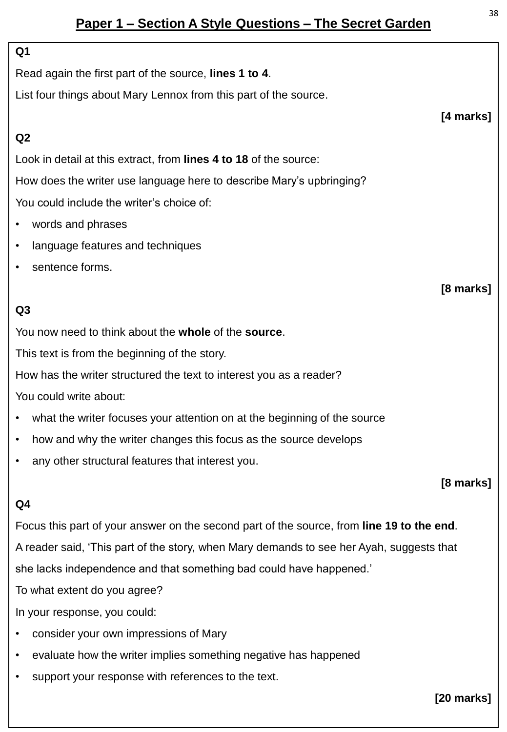# Paper 1 – Section A Style Questions – The Secret Garden

**Q1**

Read again the first part of the source, **lines 1 to 4**.

List four things about Mary Lennox from this part of the source.

**[4 marks]**

**Q2**

Look in detail at this extract, from **lines 4 to 18** of the source:

How does the writer use language here to describe Mary's upbringing?

You could include the writer's choice of:

- words and phrases
- language features and techniques
- sentence forms.

**[8 marks]**

**Q3**

You now need to think about the **whole** of the **source**.

This text is from the beginning of the story.

How has the writer structured the text to interest you as a reader?

You could write about:

- what the writer focuses your attention on at the beginning of the source
- how and why the writer changes this focus as the source develops
- any other structural features that interest you.

**[8 marks]**

**Q4**

Focus this part of your answer on the second part of the source, from **line 19 to the end**.

A reader said, 'This part of the story, when Mary demands to see her Ayah, suggests that she lacks independence and that something bad could have happened.'

To what extent do you agree?

In your response, you could:

- consider your own impressions of Mary
- evaluate how the writer implies something negative has happened
- support your response with references to the text.

**[20 marks]**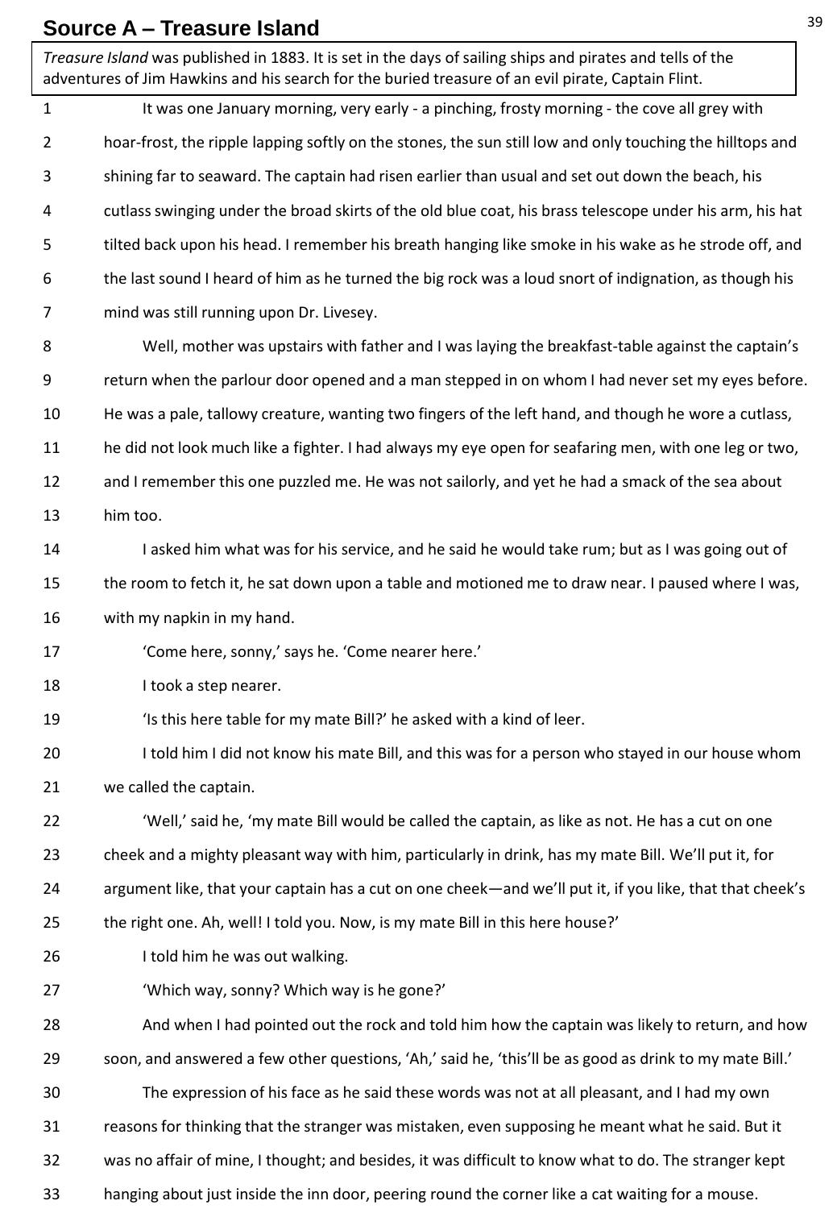## Source A – Treasure Island

*Treasure Island* was published in 1883. It is set in the days of sailing ships and pirates and tells of the adventures of Jim Hawkins and his search for the buried treasure of an evil pirate, Captain Flint.

1 It was one January morning, very early - a pinching, frosty morning - the cove all grey with
2 hoar-frost, the ripple lapping softly on the stones, the sun still low and only touching the hilltops and
3 shining far to seaward. The captain had risen earlier than usual and set out down the beach, his
4 cutlass swinging under the broad skirts of the old blue coat, his brass telescope under his arm, his hat
5 tilted back upon his head. I remember his breath hanging like smoke in his wake as he strode off, and
6 the last sound I heard of him as he turned the big rock was a loud snort of indignation, as though his
7 mind was still running upon Dr. Livesey.

8 Well, mother was upstairs with father and I was laying the breakfast-table against the captain's
9 return when the parlour door opened and a man stepped in on whom I had never set my eyes before.
10 He was a pale, tallowy creature, wanting two fingers of the left hand, and though he wore a cutlass,
11 he did not look much like a fighter. I had always my eye open for seafaring men, with one leg or two,
12 and I remember this one puzzled me. He was not sailorly, and yet he had a smack of the sea about
13 him too.

14 I asked him what was for his service, and he said he would take rum; but as I was going out of
15 the room to fetch it, he sat down upon a table and motioned me to draw near. I paused where I was,
16 with my napkin in my hand.

17 'Come here, sonny,' says he. 'Come nearer here.'

18 I took a step nearer.

19 'Is this here table for my mate Bill?' he asked with a kind of leer.

20 I told him I did not know his mate Bill, and this was for a person who stayed in our house whom
21 we called the captain.

22 'Well,' said he, 'my mate Bill would be called the captain, as like as not. He has a cut on one
23 cheek and a mighty pleasant way with him, particularly in drink, has my mate Bill. We'll put it, for
24 argument like, that your captain has a cut on one cheek—and we'll put it, if you like, that that cheek's
25 the right one. Ah, well! I told you. Now, is my mate Bill in this here house?'

26 I told him he was out walking.

27 'Which way, sonny? Which way is he gone?'

28 And when I had pointed out the rock and told him how the captain was likely to return, and how
29 soon, and answered a few other questions, 'Ah,' said he, 'this'll be as good as drink to my mate Bill.'

30 The expression of his face as he said these words was not at all pleasant, and I had my own
31 reasons for thinking that the stranger was mistaken, even supposing he meant what he said. But it
32 was no affair of mine, I thought; and besides, it was difficult to know what to do. The stranger kept
33 hanging about just inside the inn door, peering round the corner like a cat waiting for a mouse.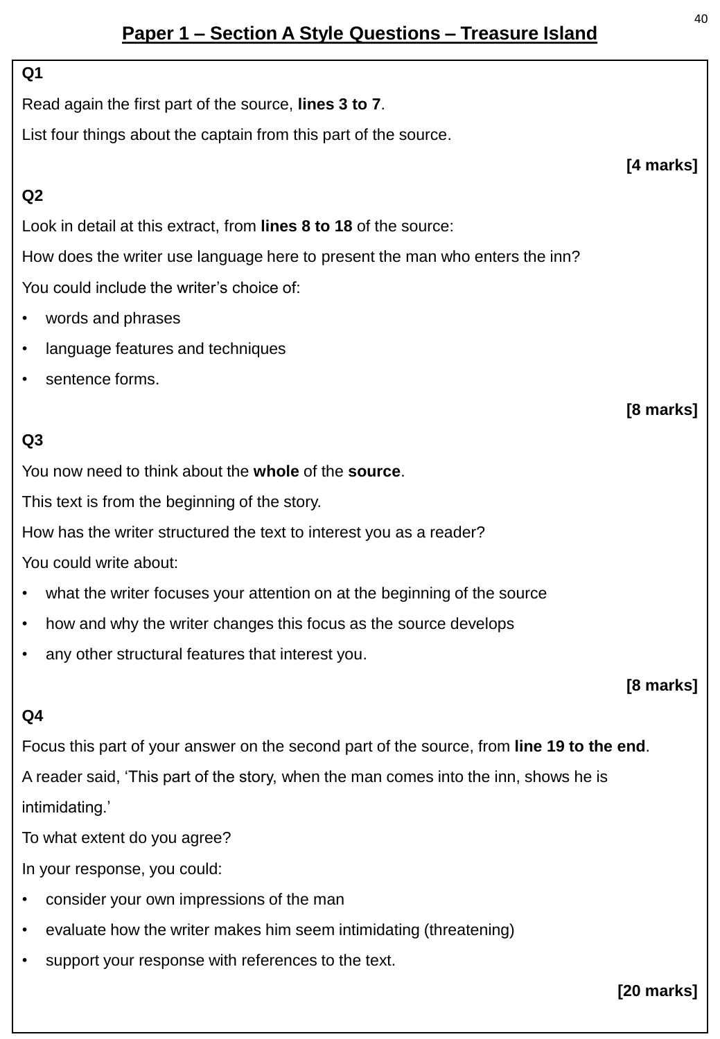# Paper 1 – Section A Style Questions – Treasure Island

**Q1**

Read again the first part of the source, **lines 3 to 7**.

List four things about the captain from this part of the source.

**[4 marks]**

**Q2**

Look in detail at this extract, from **lines 8 to 18** of the source:

How does the writer use language here to present the man who enters the inn?

You could include the writer's choice of:

- words and phrases
- language features and techniques
- sentence forms.

**[8 marks]**

**Q3**

You now need to think about the **whole** of the **source**.

This text is from the beginning of the story.

How has the writer structured the text to interest you as a reader?

You could write about:

- what the writer focuses your attention on at the beginning of the source
- how and why the writer changes this focus as the source develops
- any other structural features that interest you.

**[8 marks]**

**Q4**

Focus this part of your answer on the second part of the source, from **line 19 to the end**.

A reader said, 'This part of the story, when the man comes into the inn, shows he is intimidating.'

To what extent do you agree?

In your response, you could:

- consider your own impressions of the man
- evaluate how the writer makes him seem intimidating (threatening)
- support your response with references to the text.

**[20 marks]**